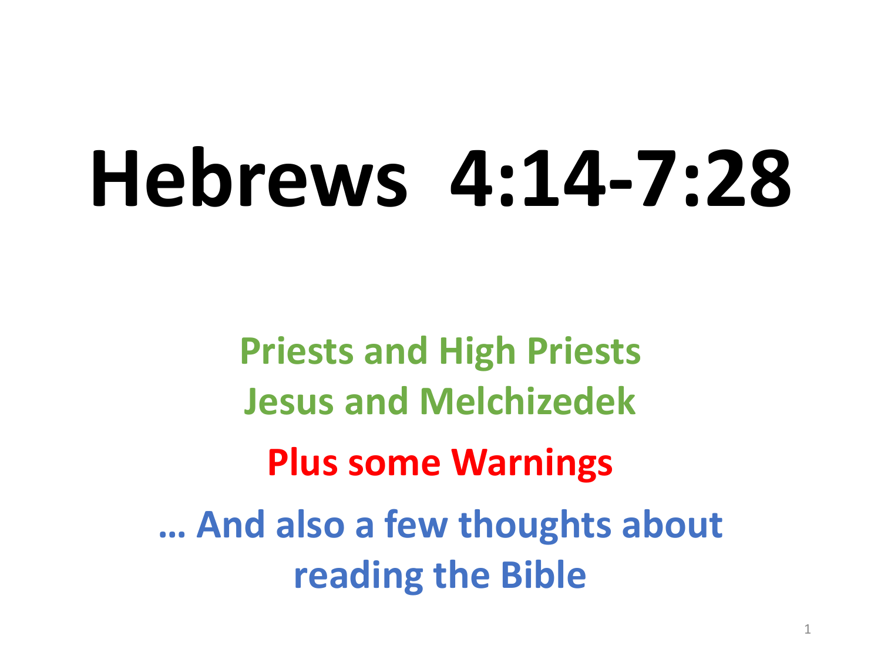# Hebrews 4:14-7:28

**Priests and High Priests**
**Jesus and Melchizedek**

**Plus some Warnings**

**… And also a few thoughts about reading the Bible**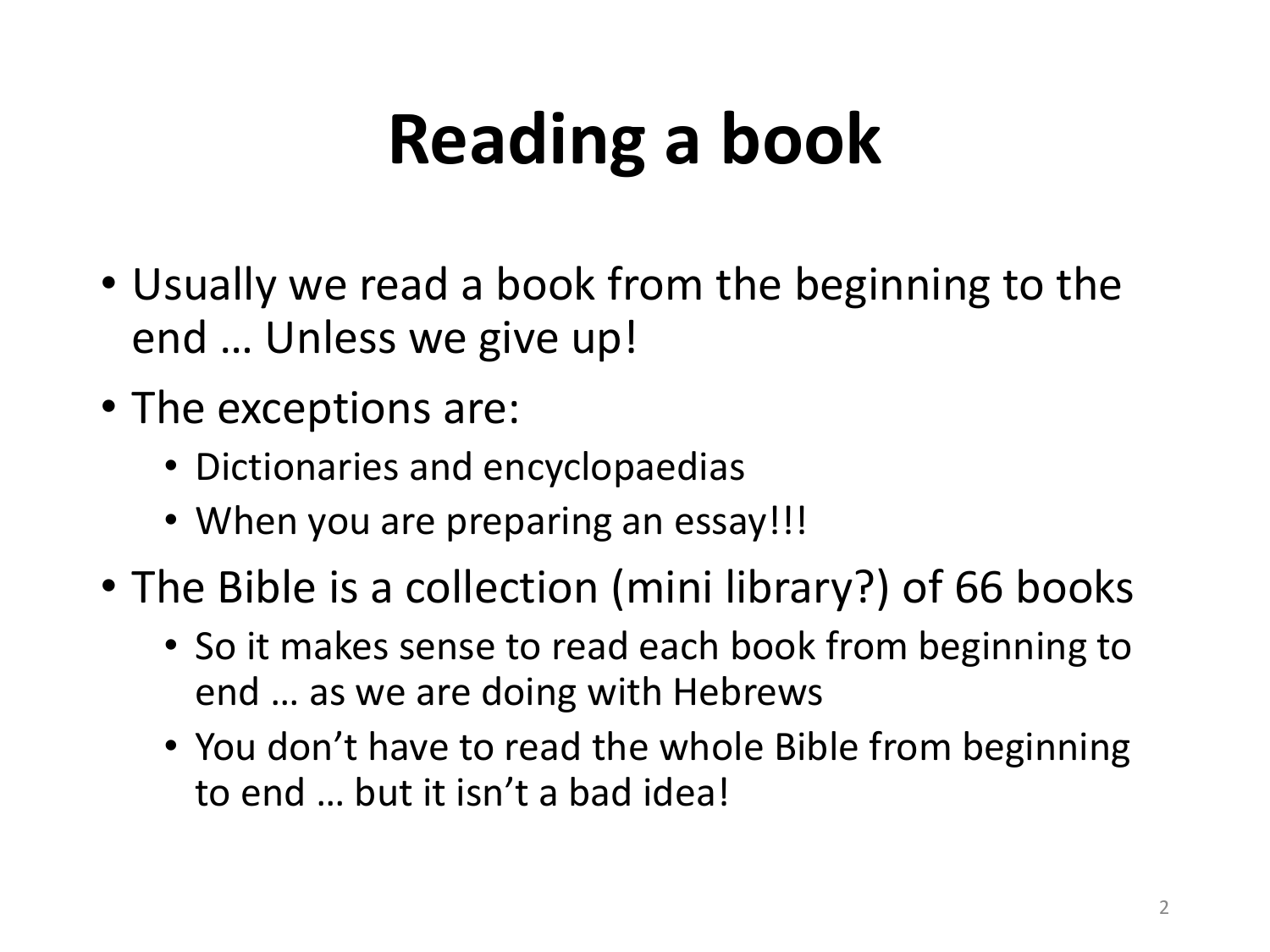# Reading a book

- Usually we read a book from the beginning to the end … Unless we give up!
- The exceptions are:
  - Dictionaries and encyclopaedias
  - When you are preparing an essay!!!
- The Bible is a collection (mini library?) of 66 books
  - So it makes sense to read each book from beginning to end … as we are doing with Hebrews
  - You don't have to read the whole Bible from beginning to end … but it isn't a bad idea!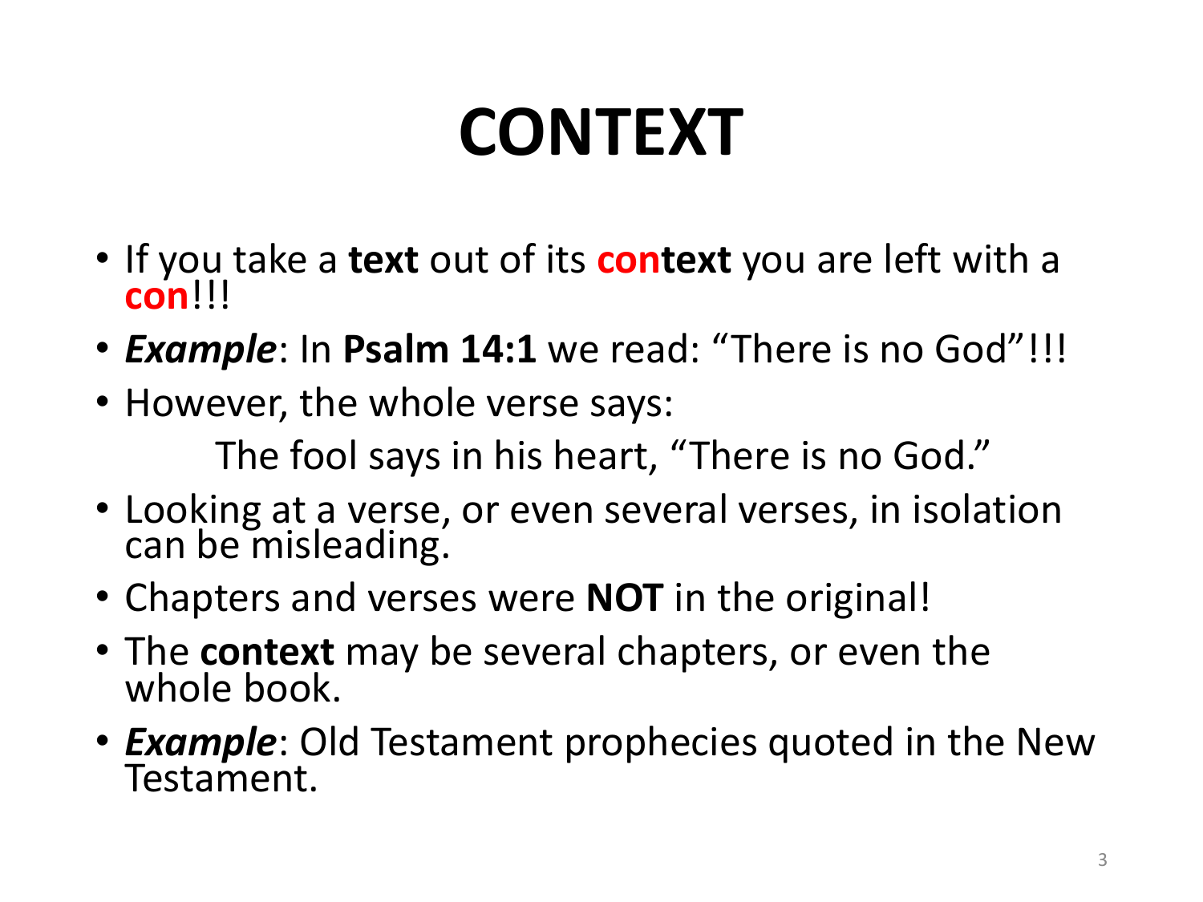# CONTEXT

- If you take a **text** out of its **context** you are left with a **con**!!!
- ***Example***: In **Psalm 14:1** we read: “There is no God”!!!
- However, the whole verse says:

  The fool says in his heart, “There is no God.”

- Looking at a verse, or even several verses, in isolation can be misleading.
- Chapters and verses were **NOT** in the original!
- The **context** may be several chapters, or even the whole book.
- ***Example***: Old Testament prophecies quoted in the New Testament.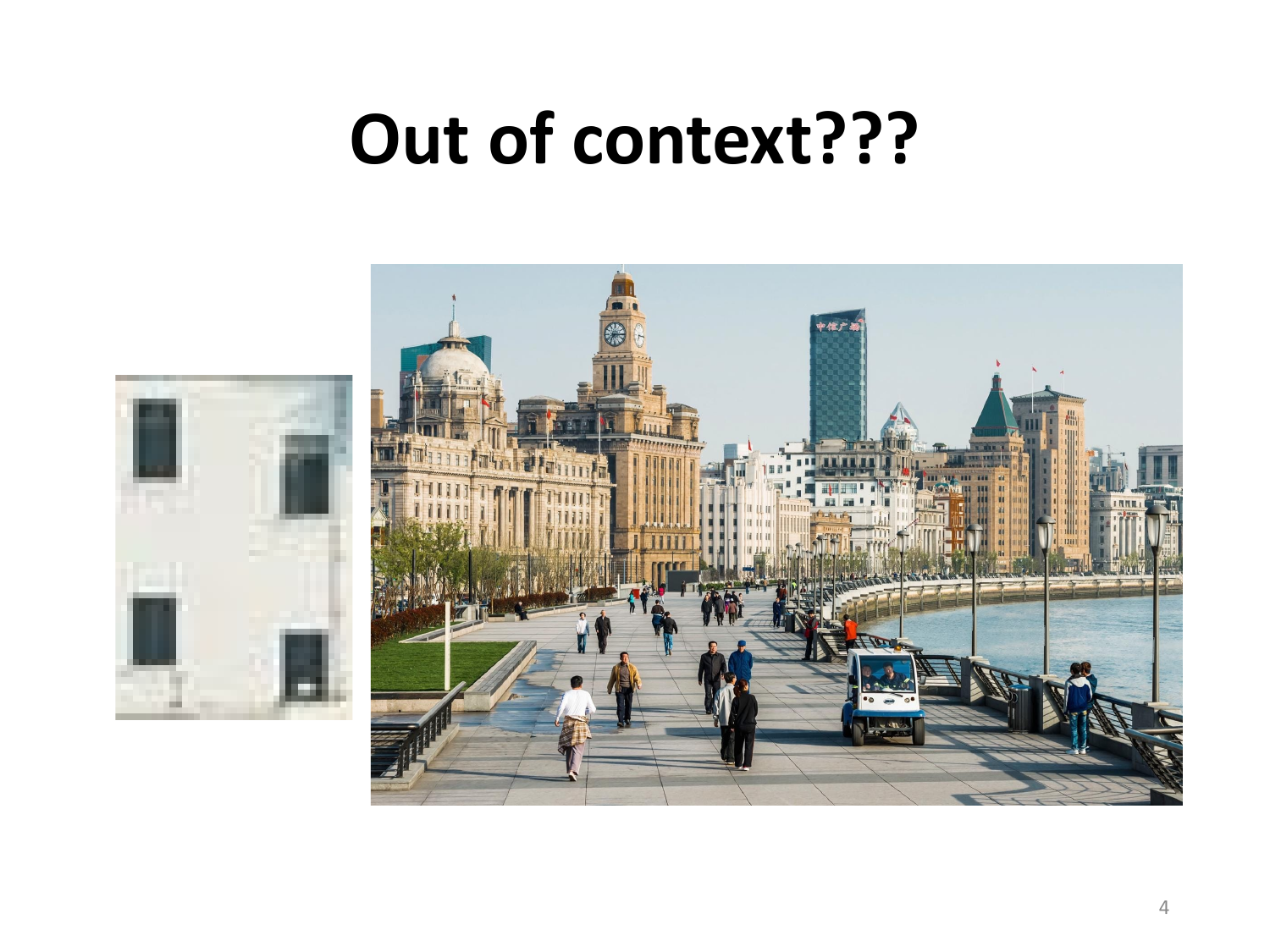# Out of context???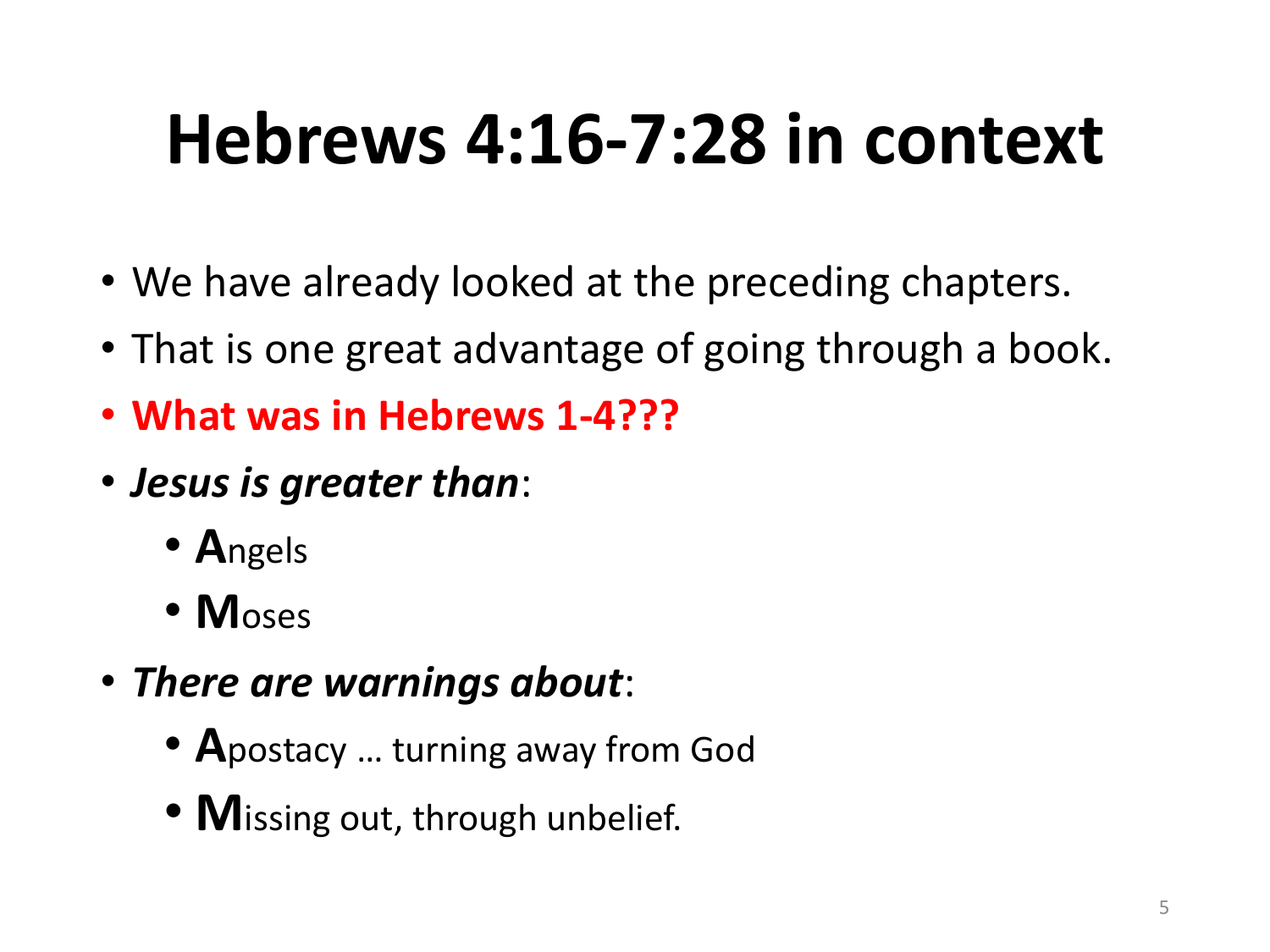# Hebrews 4:16-7:28 in context

- We have already looked at the preceding chapters.
- That is one great advantage of going through a book.
- **What was in Hebrews 1-4???**
- ***Jesus is greater than***:
  - **A**ngels
  - **M**oses
- ***There are warnings about***:
  - **A**postacy … turning away from God
  - **M**issing out, through unbelief.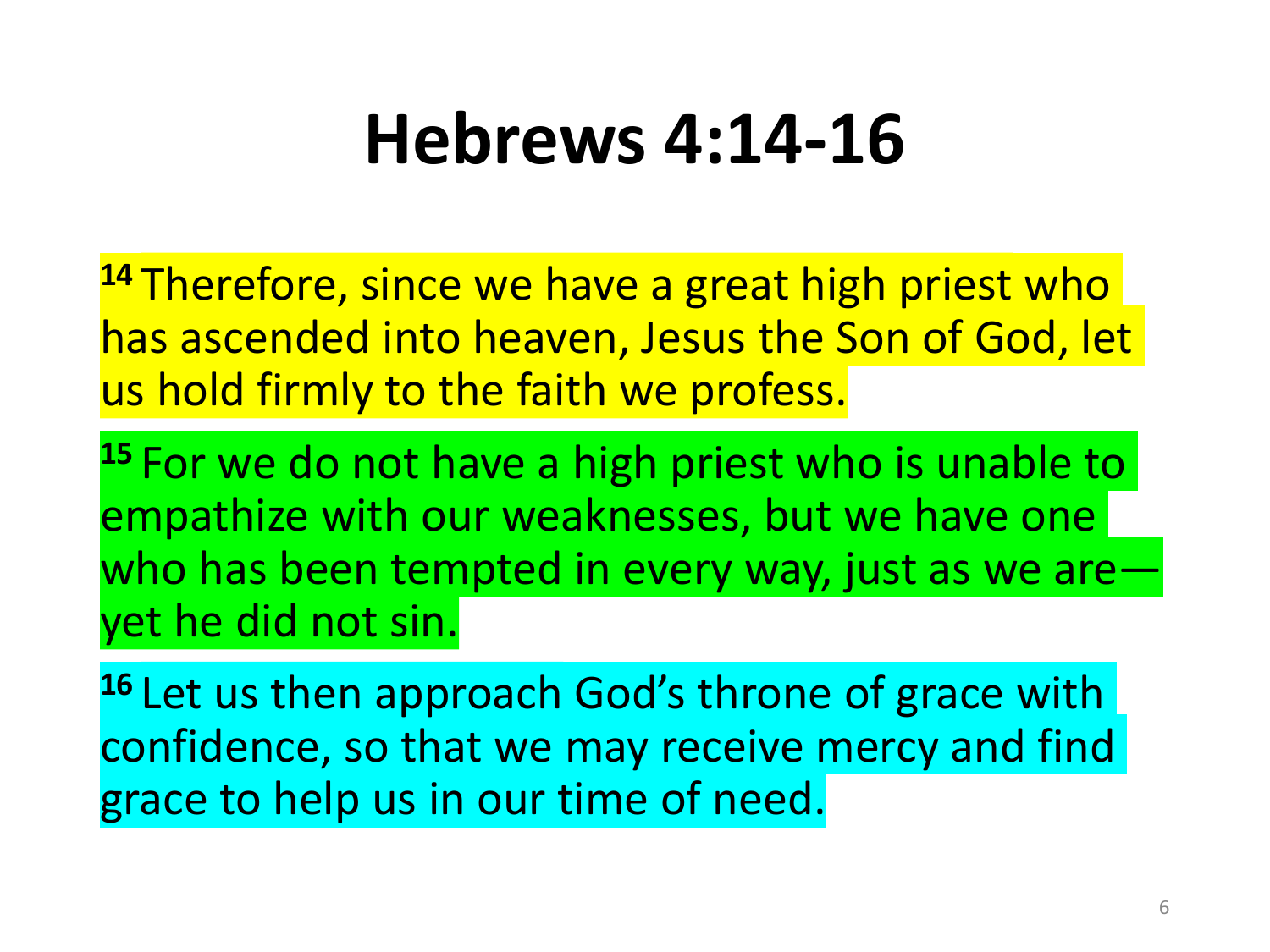# Hebrews 4:14-16

[14] Therefore, since we have a great high priest who has ascended into heaven, Jesus the Son of God, let us hold firmly to the faith we profess.

[15] For we do not have a high priest who is unable to empathize with our weaknesses, but we have one who has been tempted in every way, just as we are—yet he did not sin.

[16] Let us then approach God's throne of grace with confidence, so that we may receive mercy and find grace to help us in our time of need.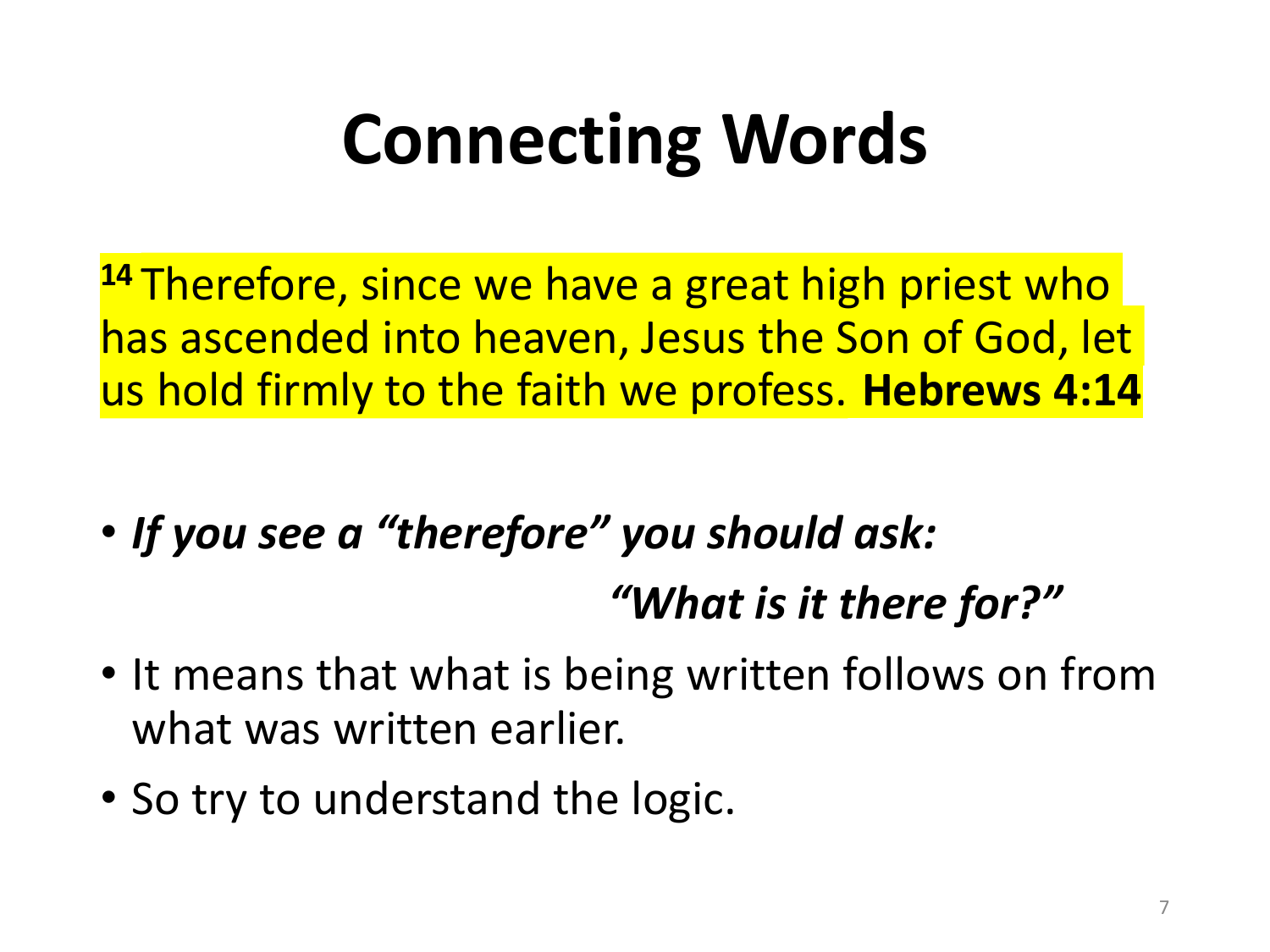# Connecting Words

[14] Therefore, since we have a great high priest who has ascended into heaven, Jesus the Son of God, let us hold firmly to the faith we profess. **Hebrews 4:14**

- ***If you see a "therefore" you should ask:***

  ***"What is it there for?"***
- It means that what is being written follows on from what was written earlier.
- So try to understand the logic.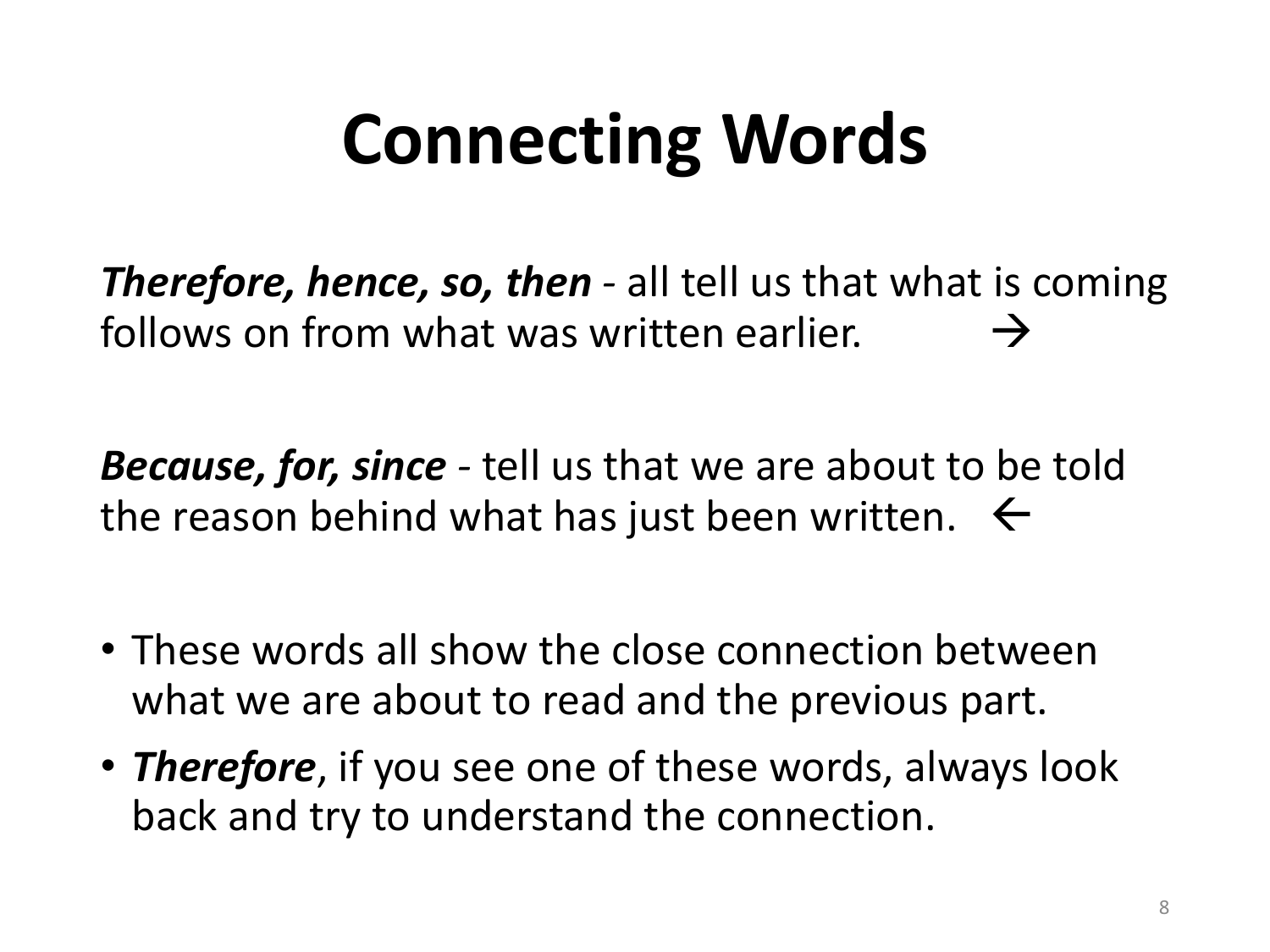# Connecting Words

***Therefore, hence, so, then*** - all tell us that what is coming follows on from what was written earlier. →

***Because, for, since*** - tell us that we are about to be told the reason behind what has just been written. ←

- These words all show the close connection between what we are about to read and the previous part.
- ***Therefore***, if you see one of these words, always look back and try to understand the connection.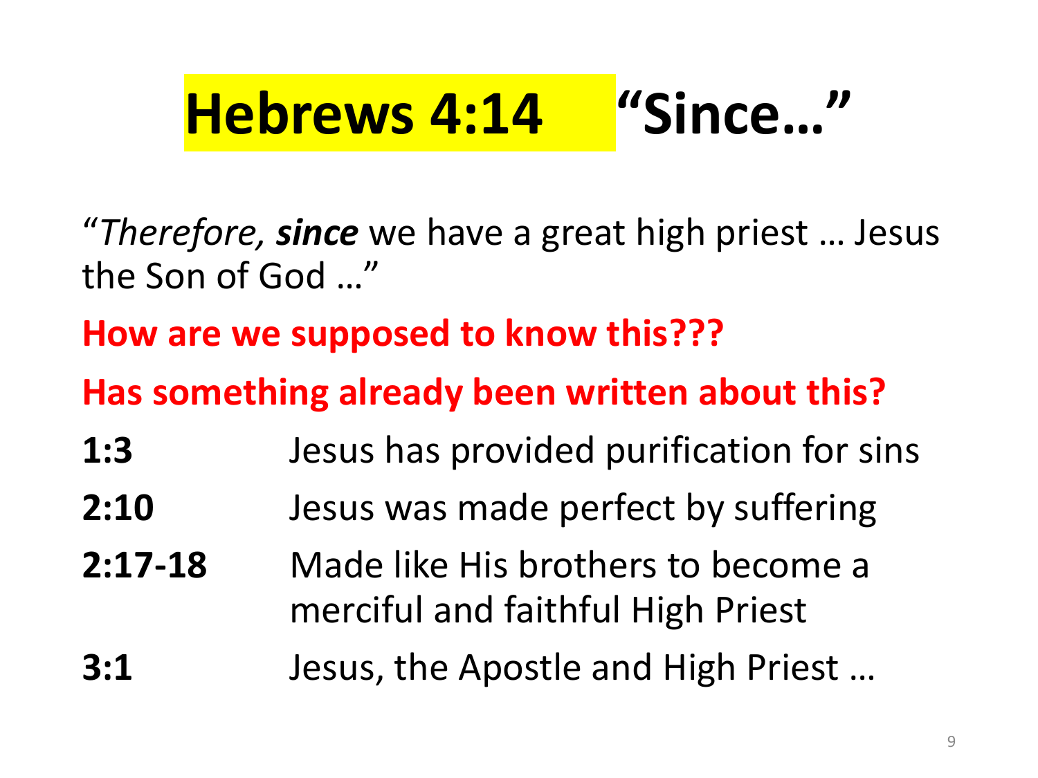# Hebrews 4:14 "Since…"

"*Therefore, **since*** we have a great high priest … Jesus the Son of God …"

**How are we supposed to know this???**

**Has something already been written about this?**

| | |
|---|---|
| **1:3** | Jesus has provided purification for sins |
| **2:10** | Jesus was made perfect by suffering |
| **2:17-18** | Made like His brothers to become a merciful and faithful High Priest |
| **3:1** | Jesus, the Apostle and High Priest … |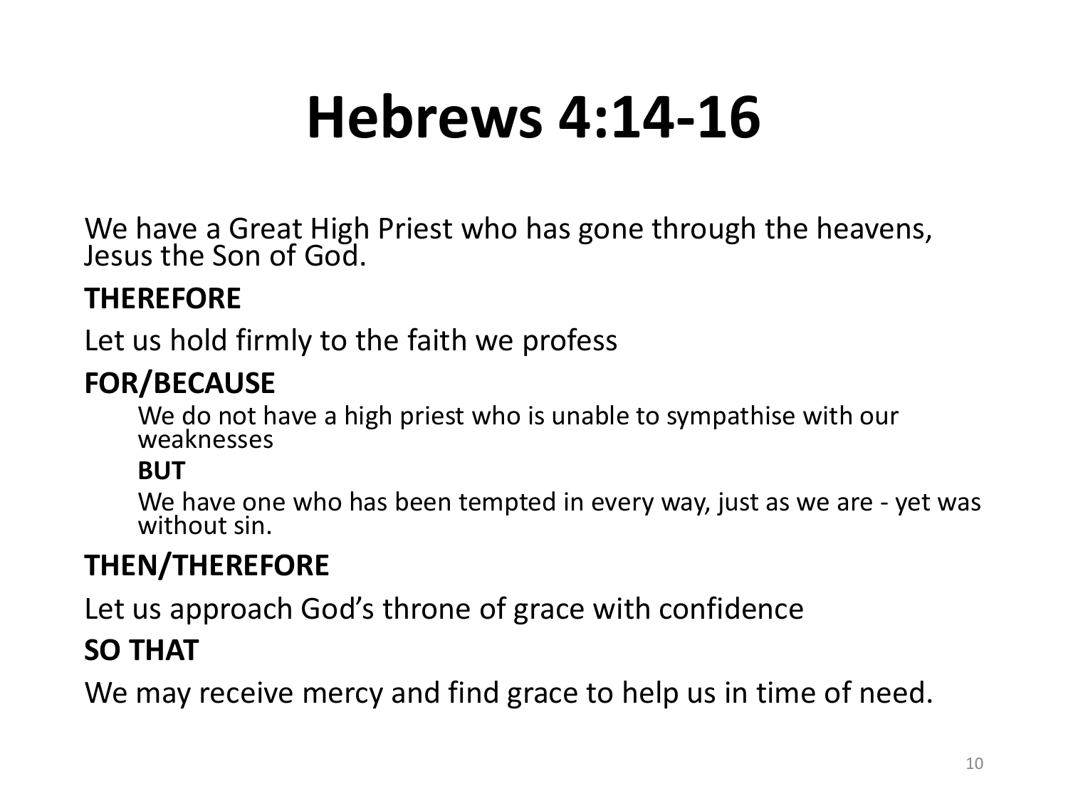# Hebrews 4:14-16

We have a Great High Priest who has gone through the heavens, Jesus the Son of God.

**THEREFORE**

Let us hold firmly to the faith we profess

**FOR/BECAUSE**

> We do not have a high priest who is unable to sympathise with our weaknesses
>
> **BUT**
>
> We have one who has been tempted in every way, just as we are - yet was without sin.

**THEN/THEREFORE**

Let us approach God's throne of grace with confidence

**SO THAT**

We may receive mercy and find grace to help us in time of need.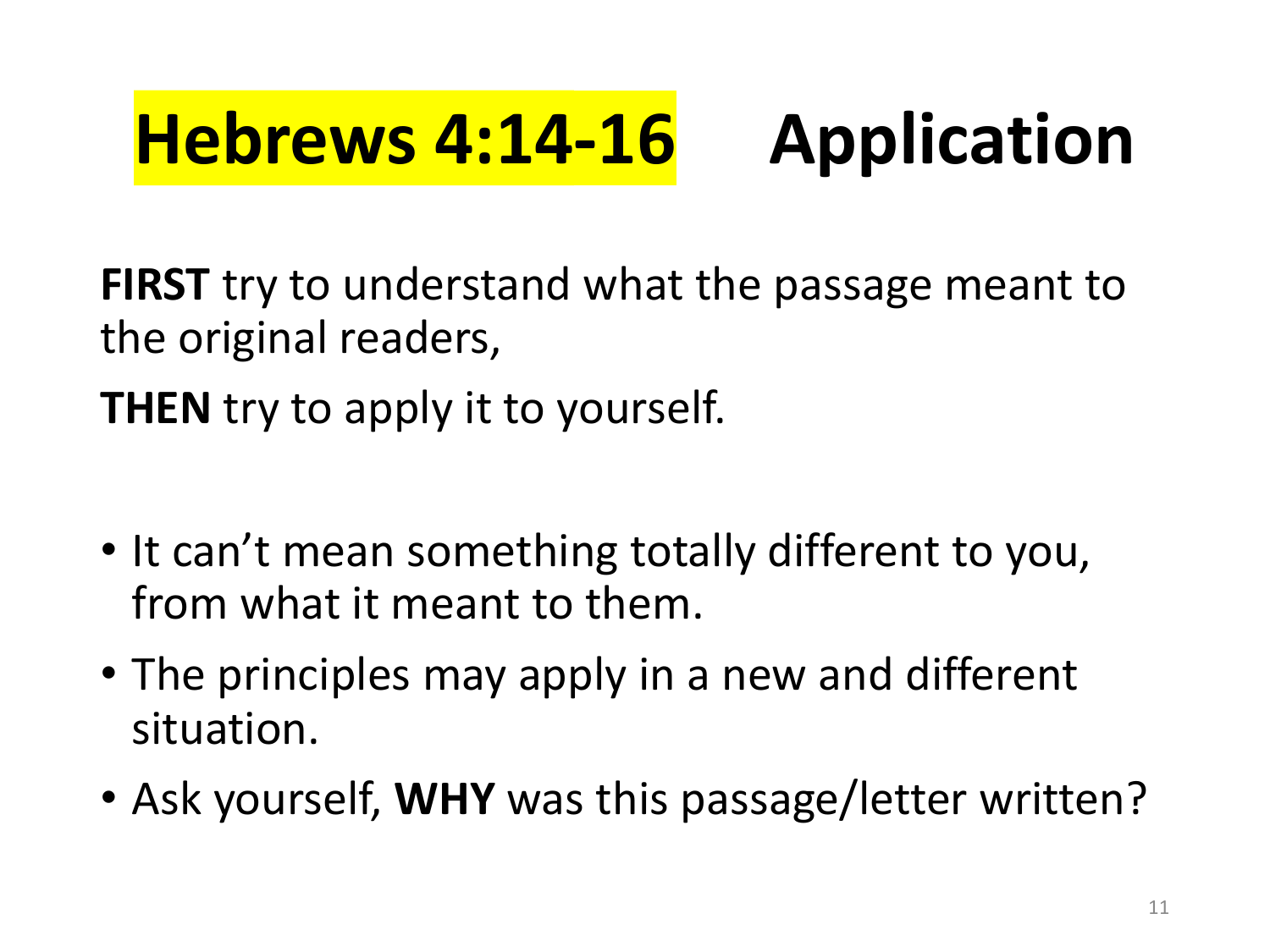# Hebrews 4:14-16 Application

**FIRST** try to understand what the passage meant to the original readers,

**THEN** try to apply it to yourself.

- It can't mean something totally different to you, from what it meant to them.
- The principles may apply in a new and different situation.
- Ask yourself, **WHY** was this passage/letter written?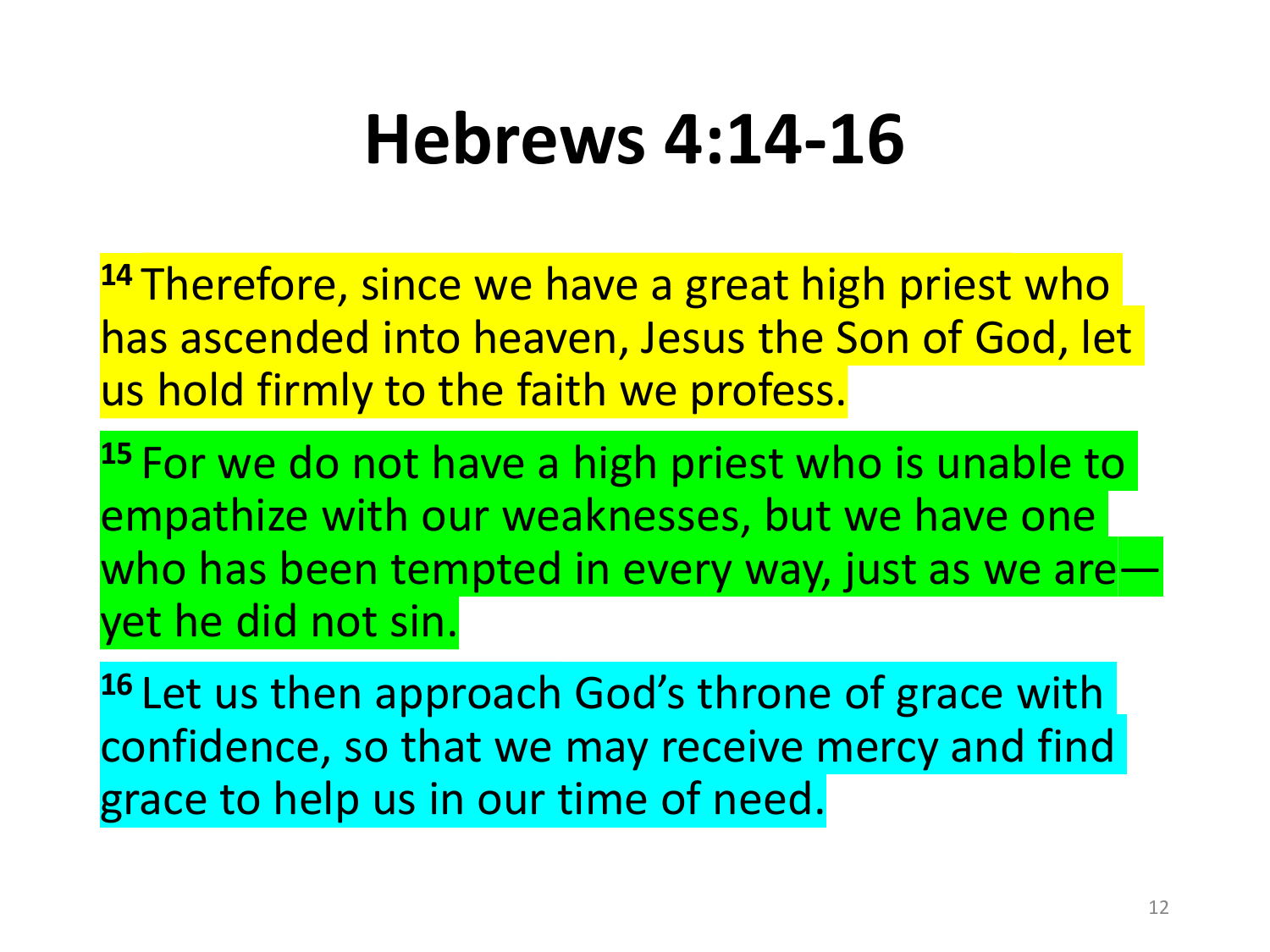# Hebrews 4:14-16

**14** Therefore, since we have a great high priest who has ascended into heaven, Jesus the Son of God, let us hold firmly to the faith we profess.

**15** For we do not have a high priest who is unable to empathize with our weaknesses, but we have one who has been tempted in every way, just as we are—yet he did not sin.

**16** Let us then approach God's throne of grace with confidence, so that we may receive mercy and find grace to help us in our time of need.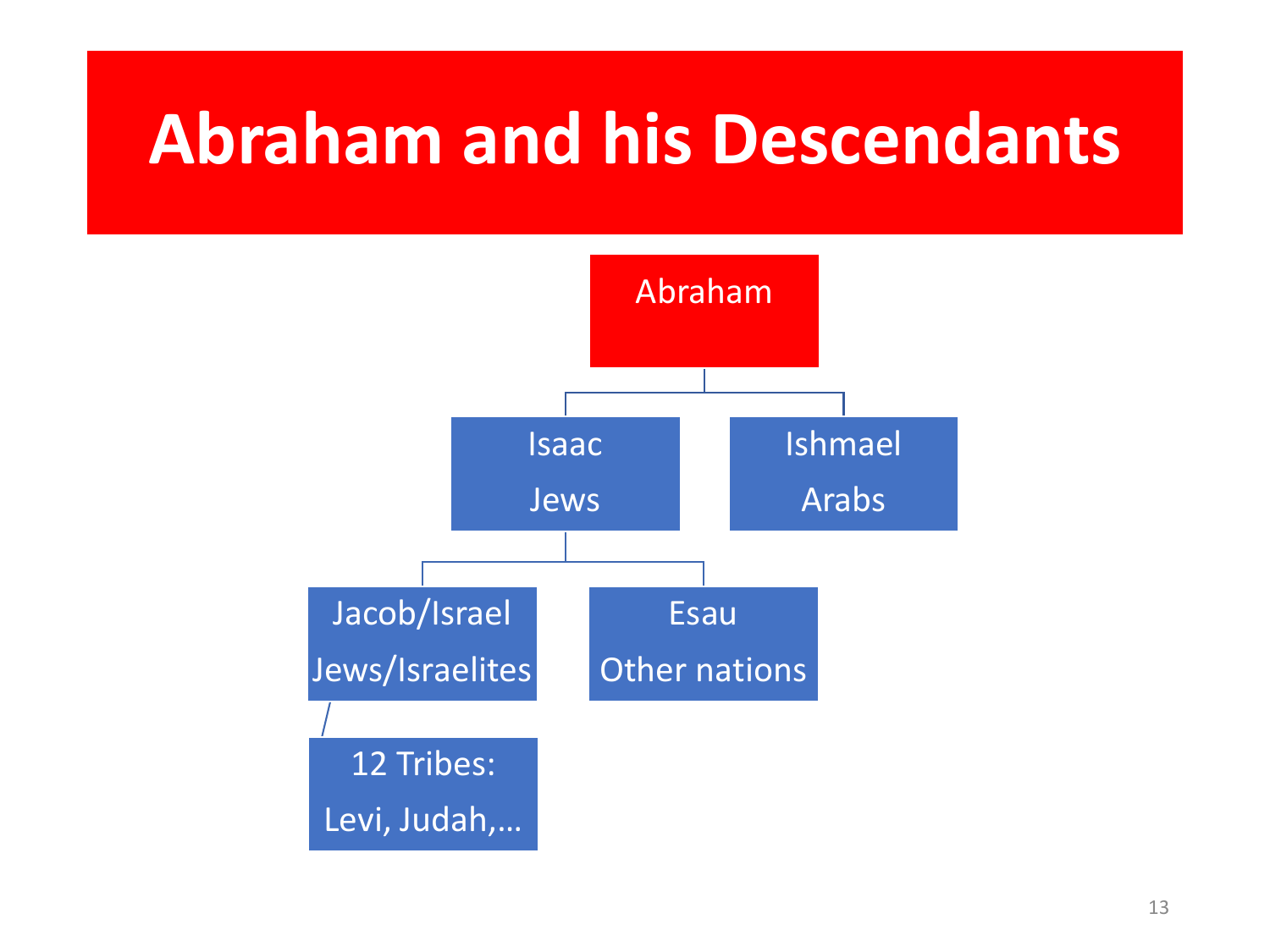# Abraham and his Descendants

- Abraham
  - Isaac
    Jews
    - Jacob/Israel
      Jews/Israelites
      - 12 Tribes:
        Levi, Judah,…
    - Esau
      Other nations
  - Ishmael
    Arabs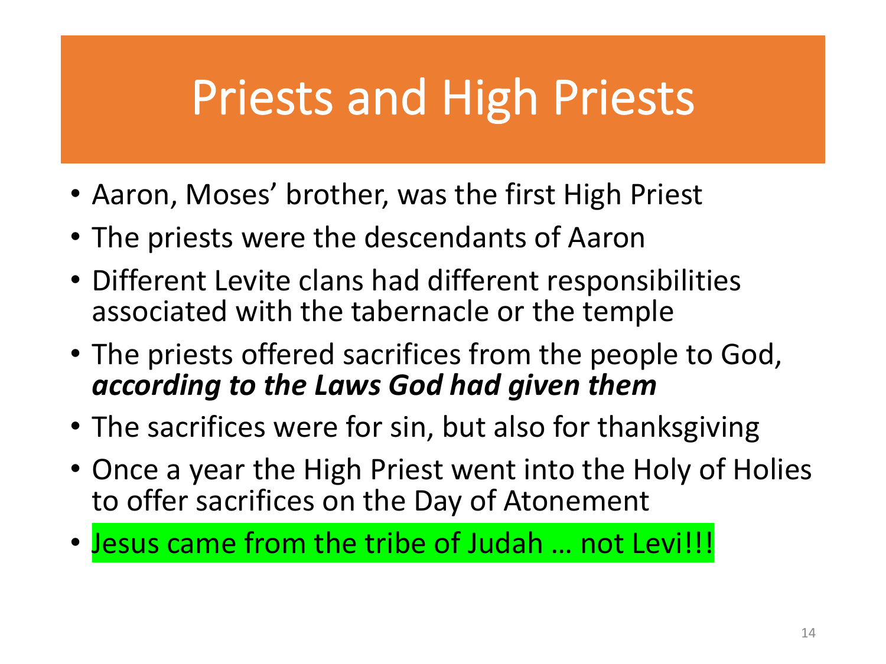# Priests and High Priests

- Aaron, Moses' brother, was the first High Priest
- The priests were the descendants of Aaron
- Different Levite clans had different responsibilities associated with the tabernacle or the temple
- The priests offered sacrifices from the people to God, ***according to the Laws God had given them***
- The sacrifices were for sin, but also for thanksgiving
- Once a year the High Priest went into the Holy of Holies to offer sacrifices on the Day of Atonement
- Jesus came from the tribe of Judah … not Levi!!!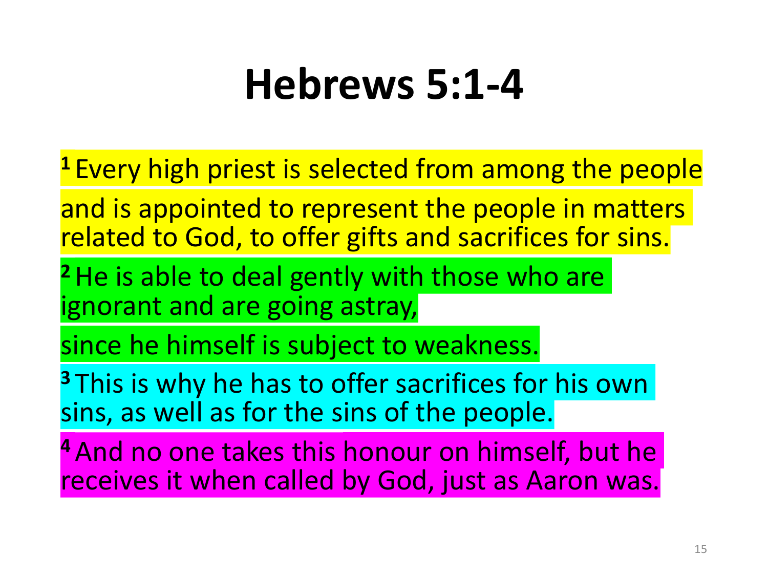# Hebrews 5:1-4

[1] Every high priest is selected from among the people

and is appointed to represent the people in matters related to God, to offer gifts and sacrifices for sins.

[2] He is able to deal gently with those who are ignorant and are going astray,

since he himself is subject to weakness.

[3] This is why he has to offer sacrifices for his own sins, as well as for the sins of the people.

[4] And no one takes this honour on himself, but he receives it when called by God, just as Aaron was.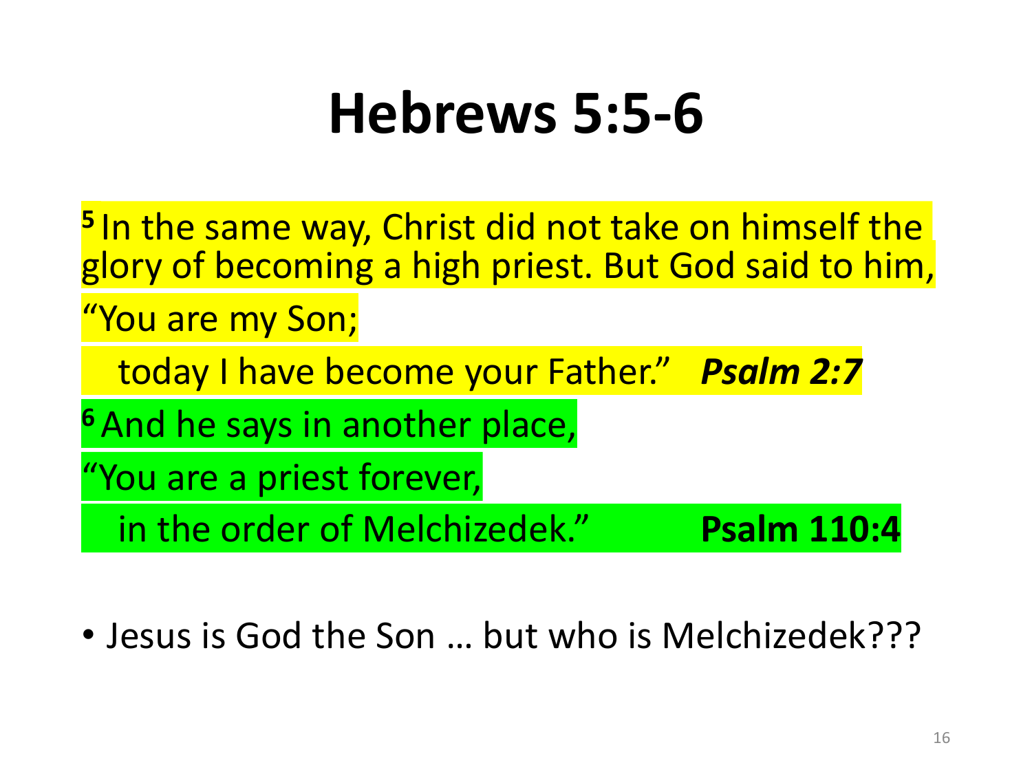# Hebrews 5:5-6

[5] In the same way, Christ did not take on himself the glory of becoming a high priest. But God said to him,

"You are my Son;

  today I have become your Father."   ***Psalm 2:7***

[6] And he says in another place,

"You are a priest forever,

  in the order of Melchizedek."   **Psalm 110:4**

- Jesus is God the Son … but who is Melchizedek???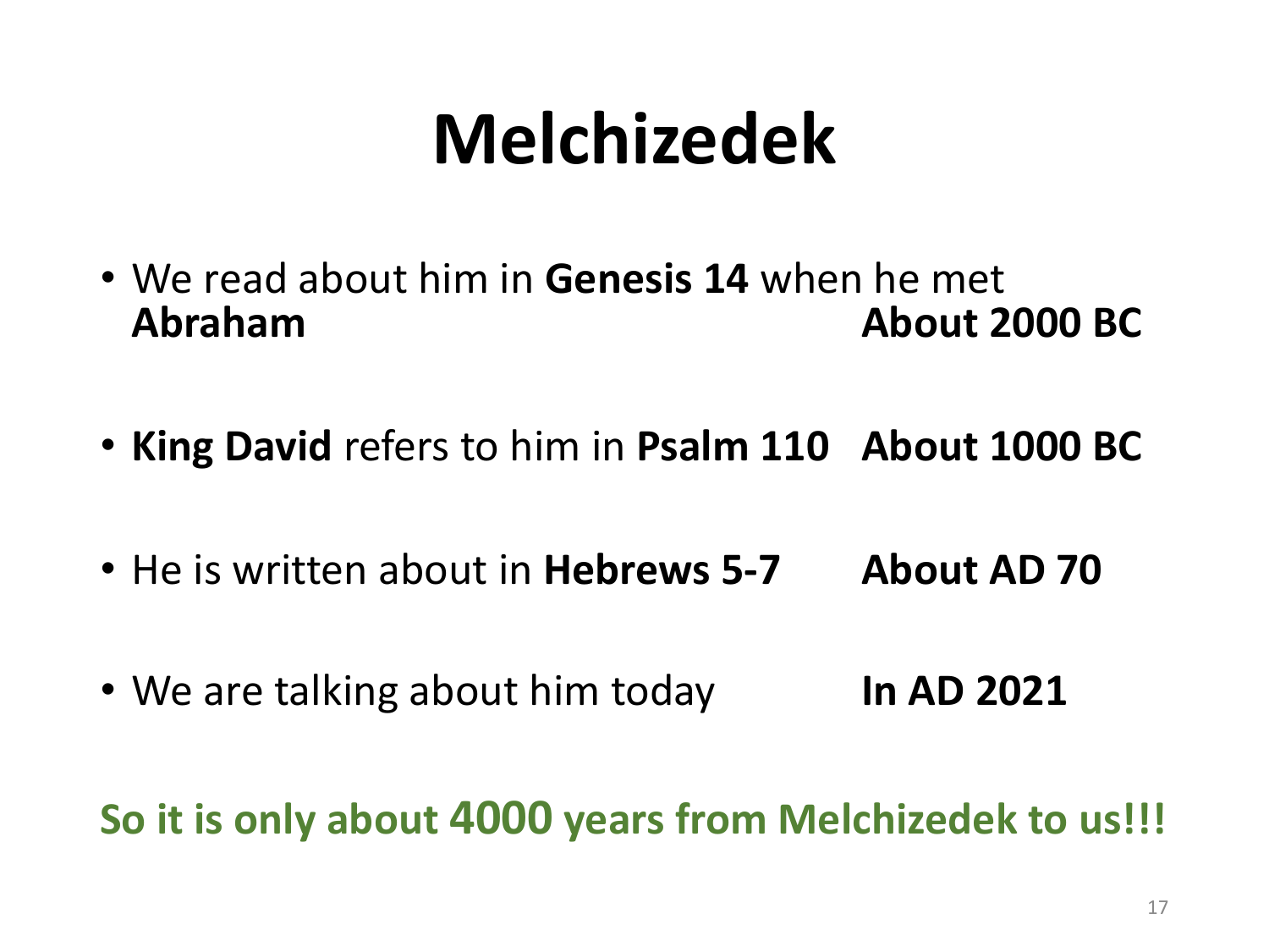# Melchizedek

- We read about him in **Genesis 14** when he met **Abraham** **About 2000 BC**
- **King David** refers to him in **Psalm 110** **About 1000 BC**
- He is written about in **Hebrews 5-7** **About AD 70**
- We are talking about him today **In AD 2021**

**So it is only about 4000 years from Melchizedek to us!!!**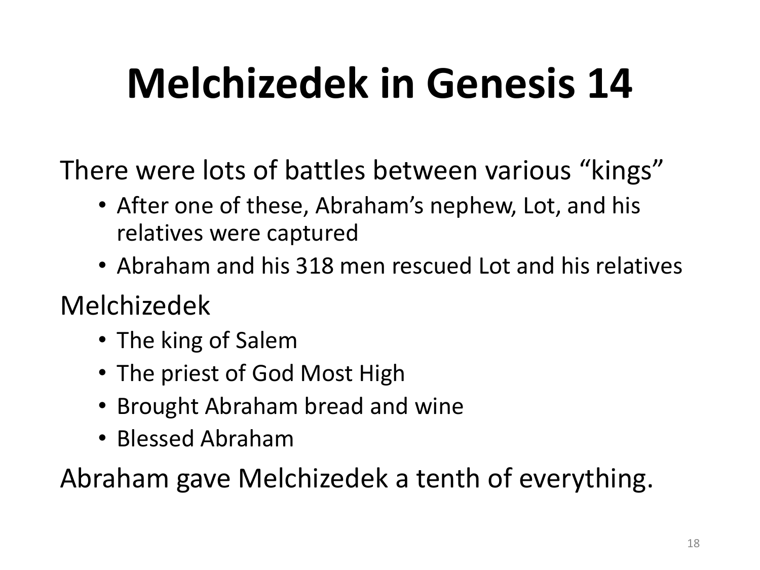# Melchizedek in Genesis 14

There were lots of battles between various “kings”

- After one of these, Abraham’s nephew, Lot, and his relatives were captured
- Abraham and his 318 men rescued Lot and his relatives

Melchizedek

- The king of Salem
- The priest of God Most High
- Brought Abraham bread and wine
- Blessed Abraham

Abraham gave Melchizedek a tenth of everything.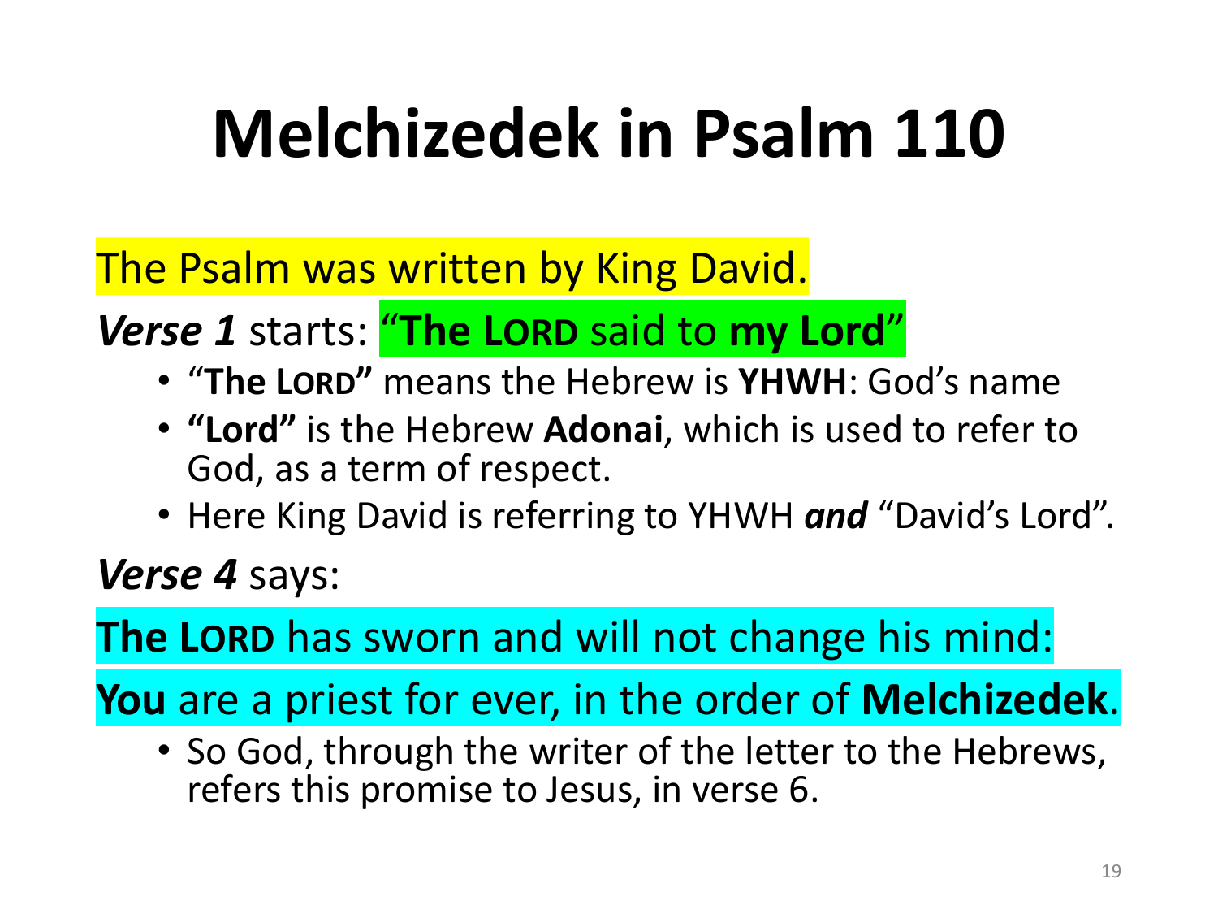# Melchizedek in Psalm 110

The Psalm was written by King David.

***Verse 1*** starts: "**The LORD** said to **my Lord**"

- "**The LORD"** means the Hebrew is **YHWH**: God's name
- **"Lord"** is the Hebrew **Adonai**, which is used to refer to God, as a term of respect.
- Here King David is referring to YHWH ***and*** "David's Lord".

***Verse 4*** says:

**The LORD** has sworn and will not change his mind:

**You** are a priest for ever, in the order of **Melchizedek**.

- So God, through the writer of the letter to the Hebrews, refers this promise to Jesus, in verse 6.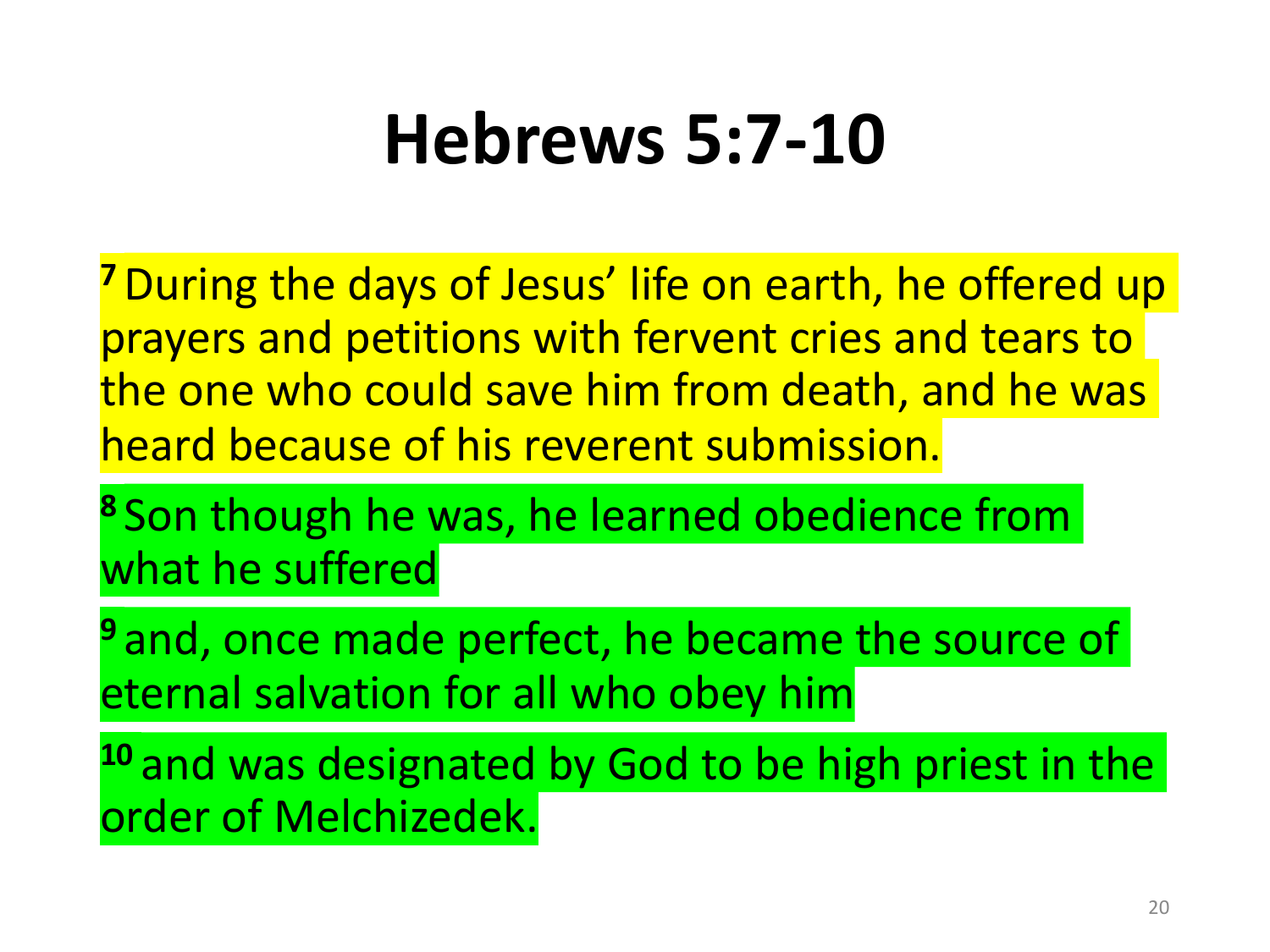# Hebrews 5:7-10

[7] During the days of Jesus' life on earth, he offered up prayers and petitions with fervent cries and tears to the one who could save him from death, and he was heard because of his reverent submission.

[8] Son though he was, he learned obedience from what he suffered

[9] and, once made perfect, he became the source of eternal salvation for all who obey him

[10] and was designated by God to be high priest in the order of Melchizedek.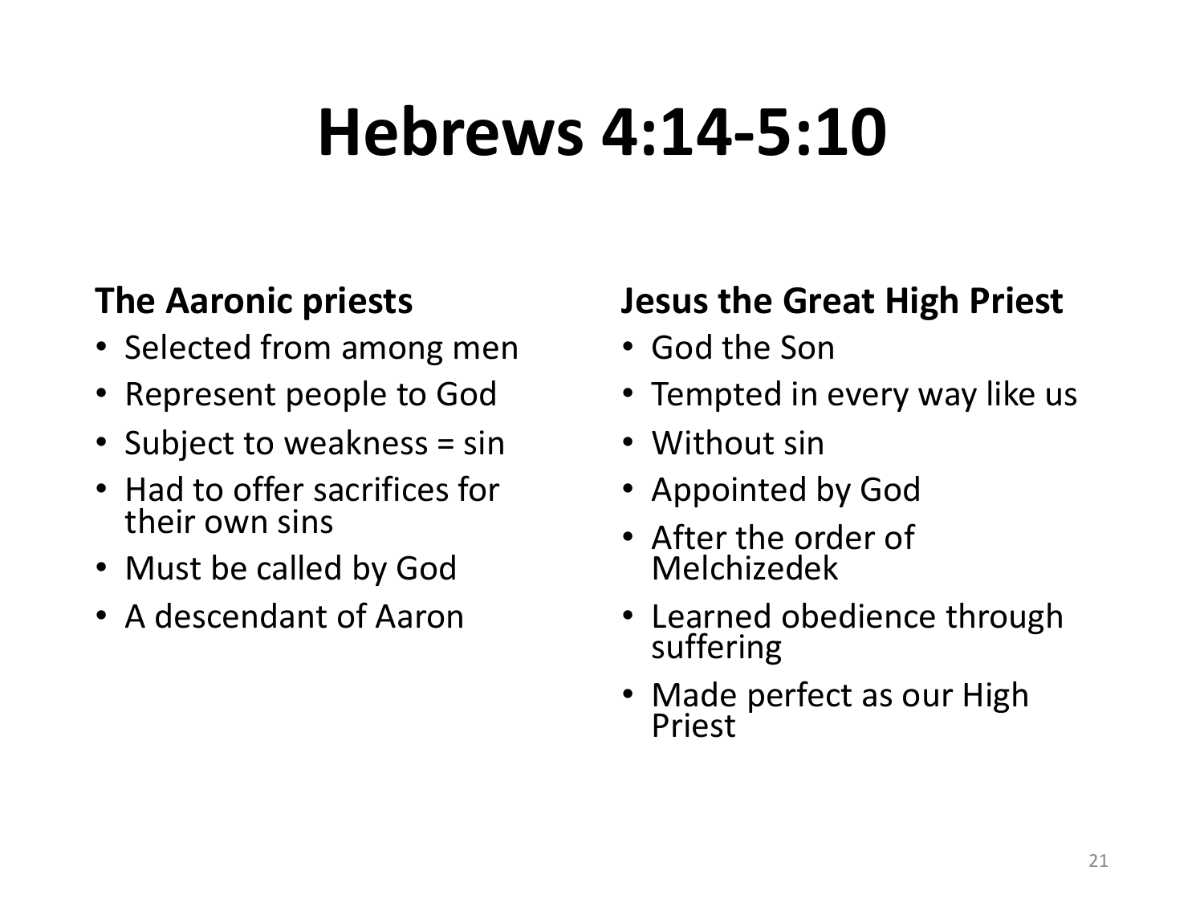# Hebrews 4:14-5:10

**The Aaronic priests**

- Selected from among men
- Represent people to God
- Subject to weakness = sin
- Had to offer sacrifices for their own sins
- Must be called by God
- A descendant of Aaron

**Jesus the Great High Priest**

- God the Son
- Tempted in every way like us
- Without sin
- Appointed by God
- After the order of Melchizedek
- Learned obedience through suffering
- Made perfect as our High Priest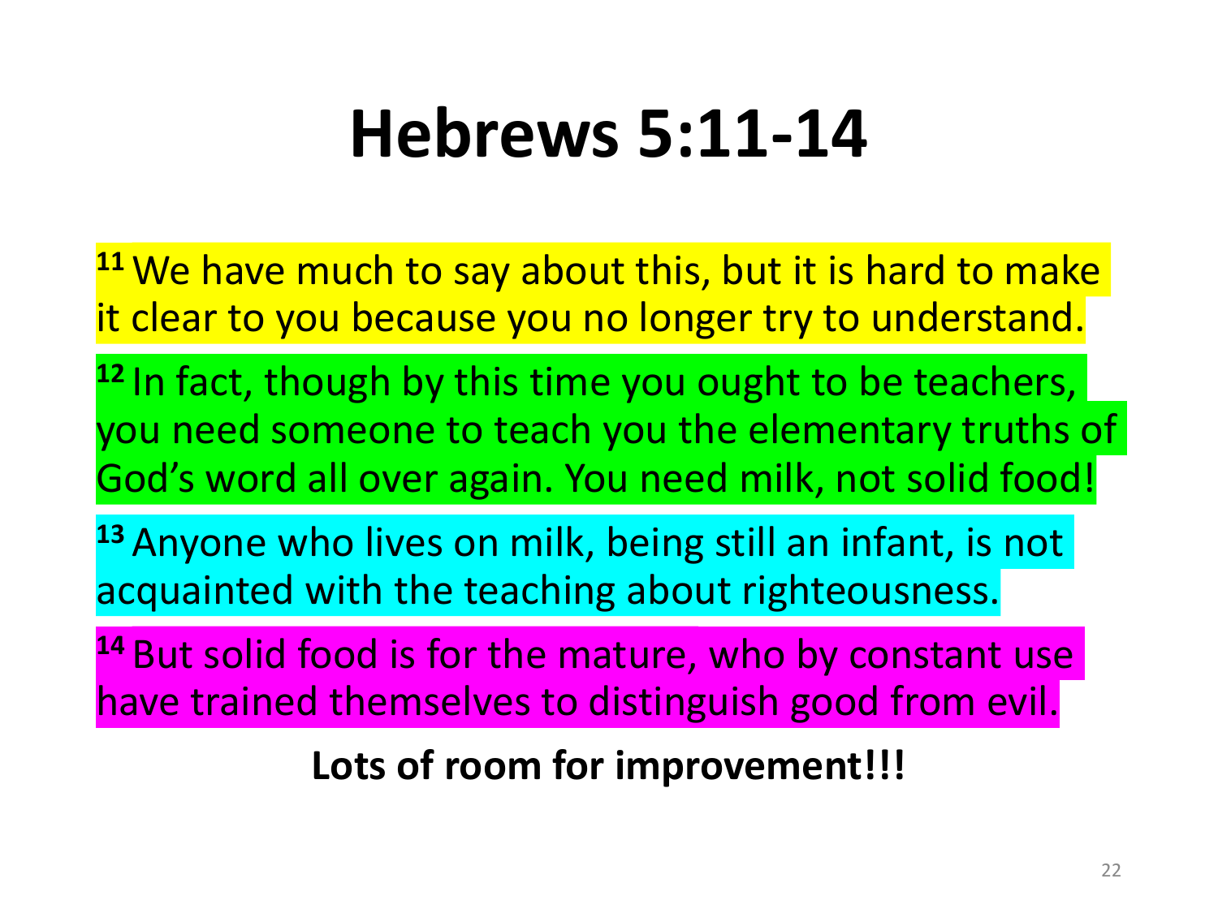# Hebrews 5:11-14

[11] We have much to say about this, but it is hard to make it clear to you because you no longer try to understand.

[12] In fact, though by this time you ought to be teachers, you need someone to teach you the elementary truths of God's word all over again. You need milk, not solid food!

[13] Anyone who lives on milk, being still an infant, is not acquainted with the teaching about righteousness.

[14] But solid food is for the mature, who by constant use have trained themselves to distinguish good from evil.

**Lots of room for improvement!!!**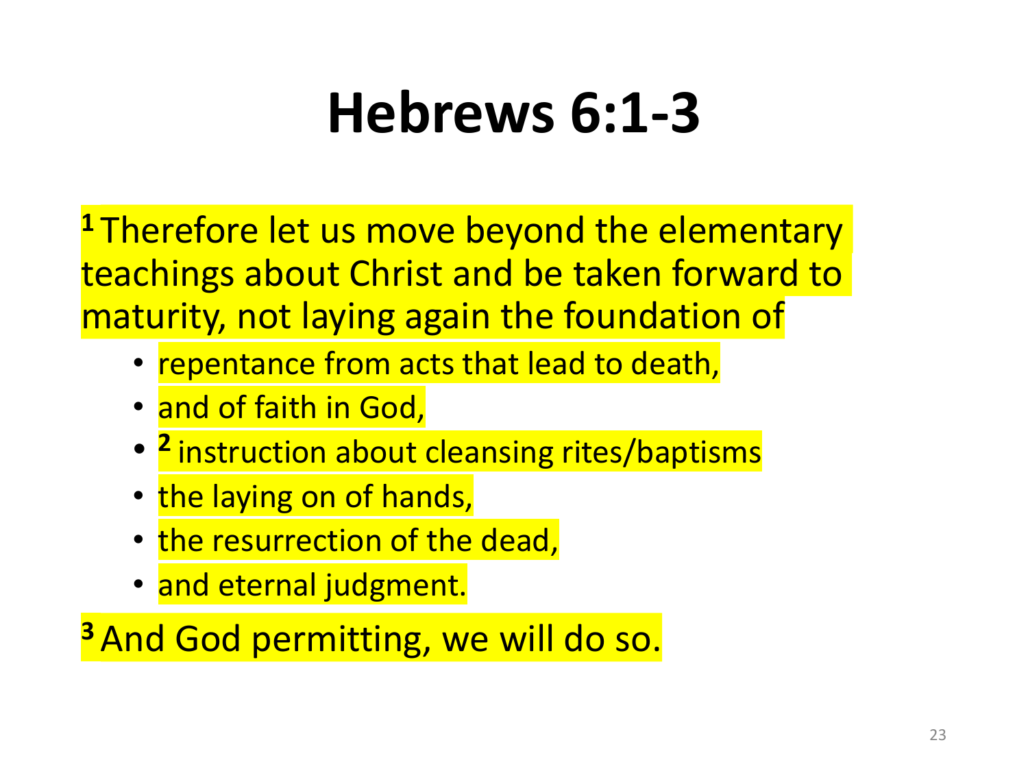# Hebrews 6:1-3

**1** Therefore let us move beyond the elementary teachings about Christ and be taken forward to maturity, not laying again the foundation of

- repentance from acts that lead to death,
- and of faith in God,
- **2** instruction about cleansing rites/baptisms
- the laying on of hands,
- the resurrection of the dead,
- and eternal judgment.

**3** And God permitting, we will do so.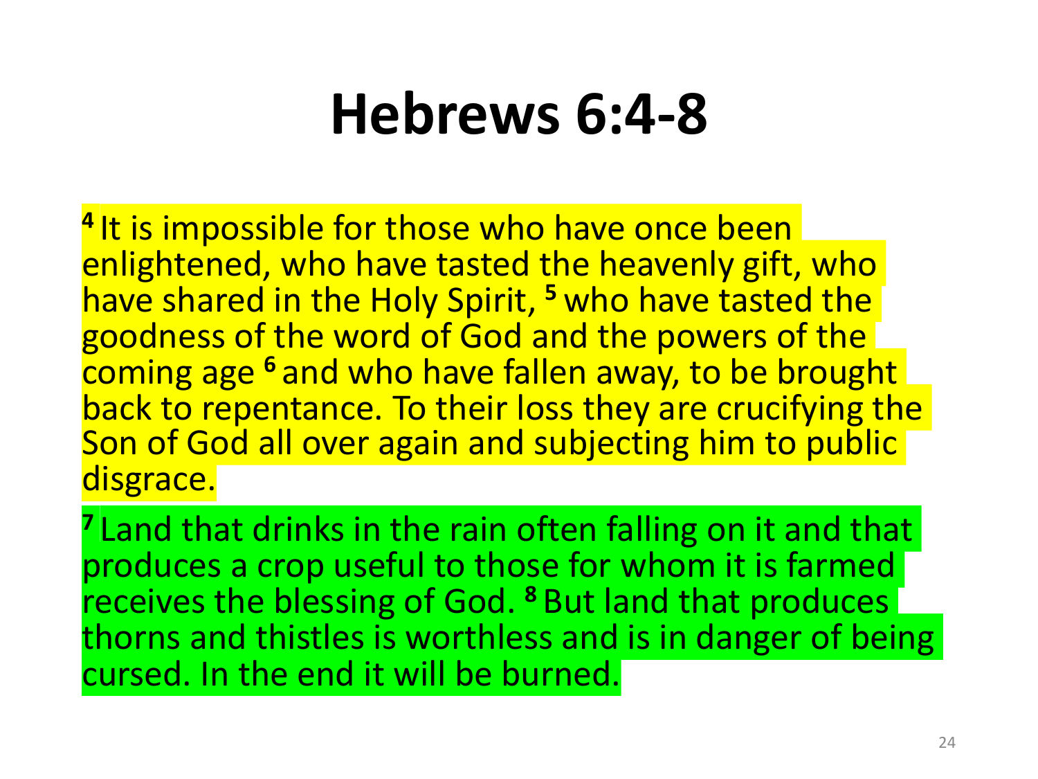# Hebrews 6:4-8

[4] It is impossible for those who have once been enlightened, who have tasted the heavenly gift, who have shared in the Holy Spirit, [5] who have tasted the goodness of the word of God and the powers of the coming age [6] and who have fallen away, to be brought back to repentance. To their loss they are crucifying the Son of God all over again and subjecting him to public disgrace.

[7] Land that drinks in the rain often falling on it and that produces a crop useful to those for whom it is farmed receives the blessing of God. [8] But land that produces thorns and thistles is worthless and is in danger of being cursed. In the end it will be burned.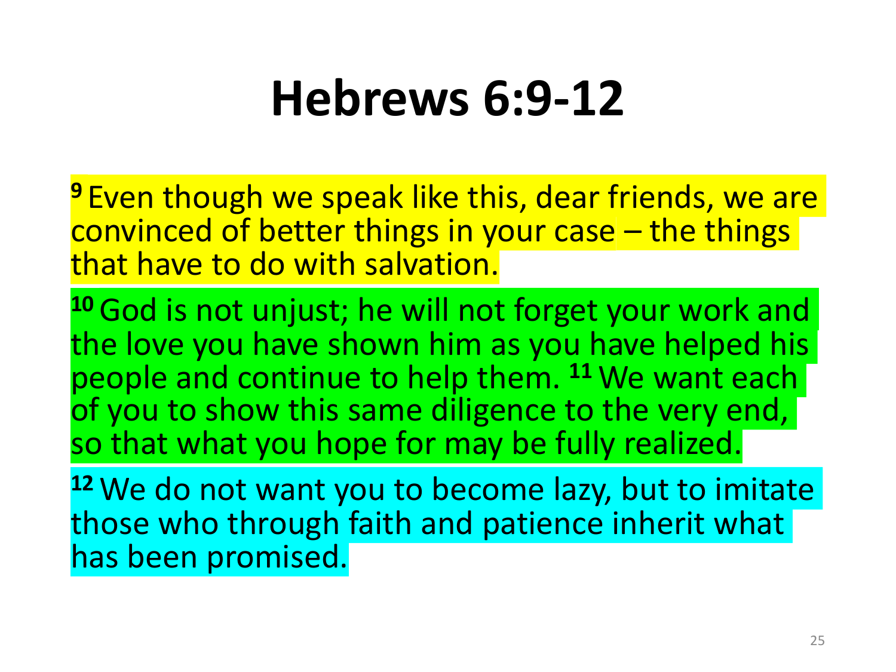# Hebrews 6:9-12

[9] Even though we speak like this, dear friends, we are convinced of better things in your case – the things that have to do with salvation.

[10] God is not unjust; he will not forget your work and the love you have shown him as you have helped his people and continue to help them. [11] We want each of you to show this same diligence to the very end, so that what you hope for may be fully realized.

[12] We do not want you to become lazy, but to imitate those who through faith and patience inherit what has been promised.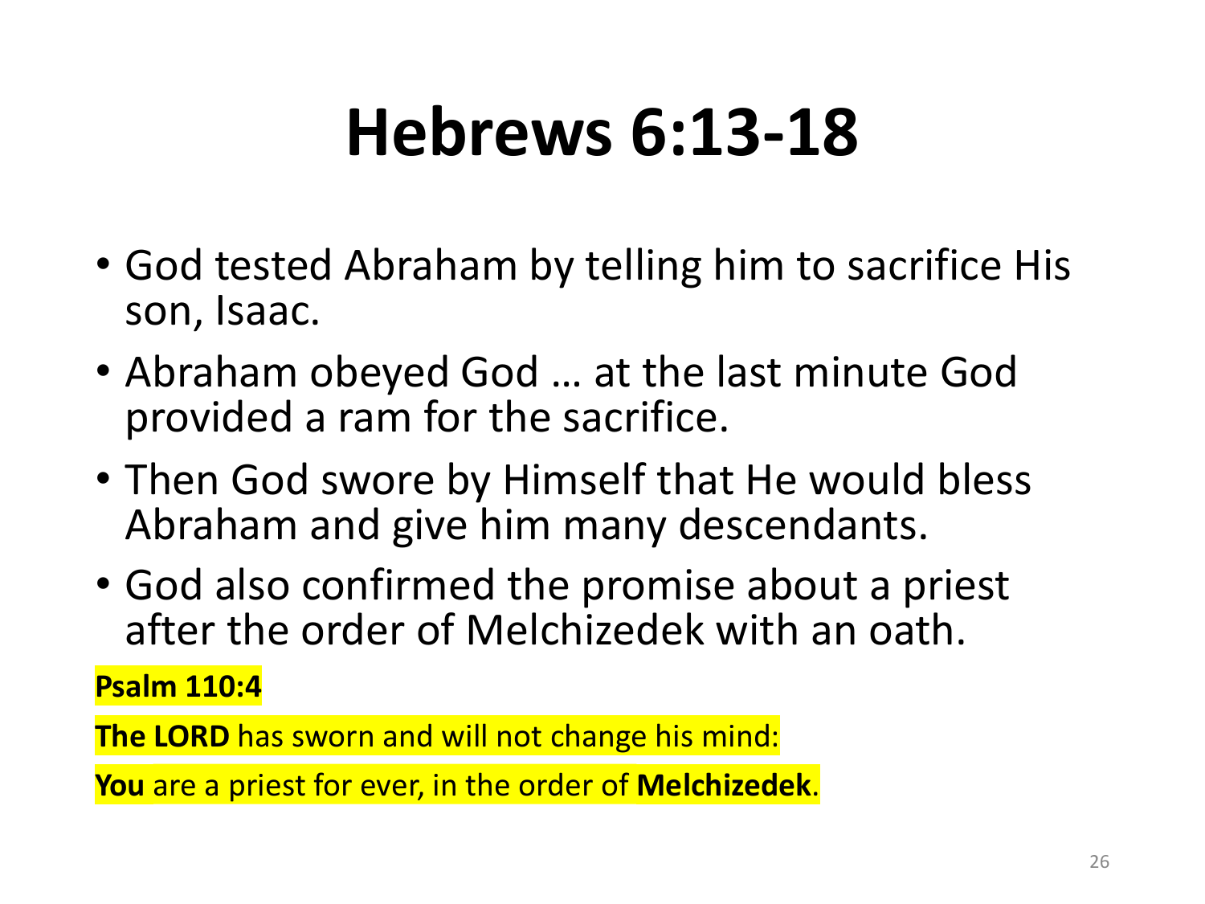# Hebrews 6:13-18

- God tested Abraham by telling him to sacrifice His son, Isaac.
- Abraham obeyed God … at the last minute God provided a ram for the sacrifice.
- Then God swore by Himself that He would bless Abraham and give him many descendants.
- God also confirmed the promise about a priest after the order of Melchizedek with an oath.

**Psalm 110:4**

**The LORD** has sworn and will not change his mind:

**You** are a priest for ever, in the order of **Melchizedek**.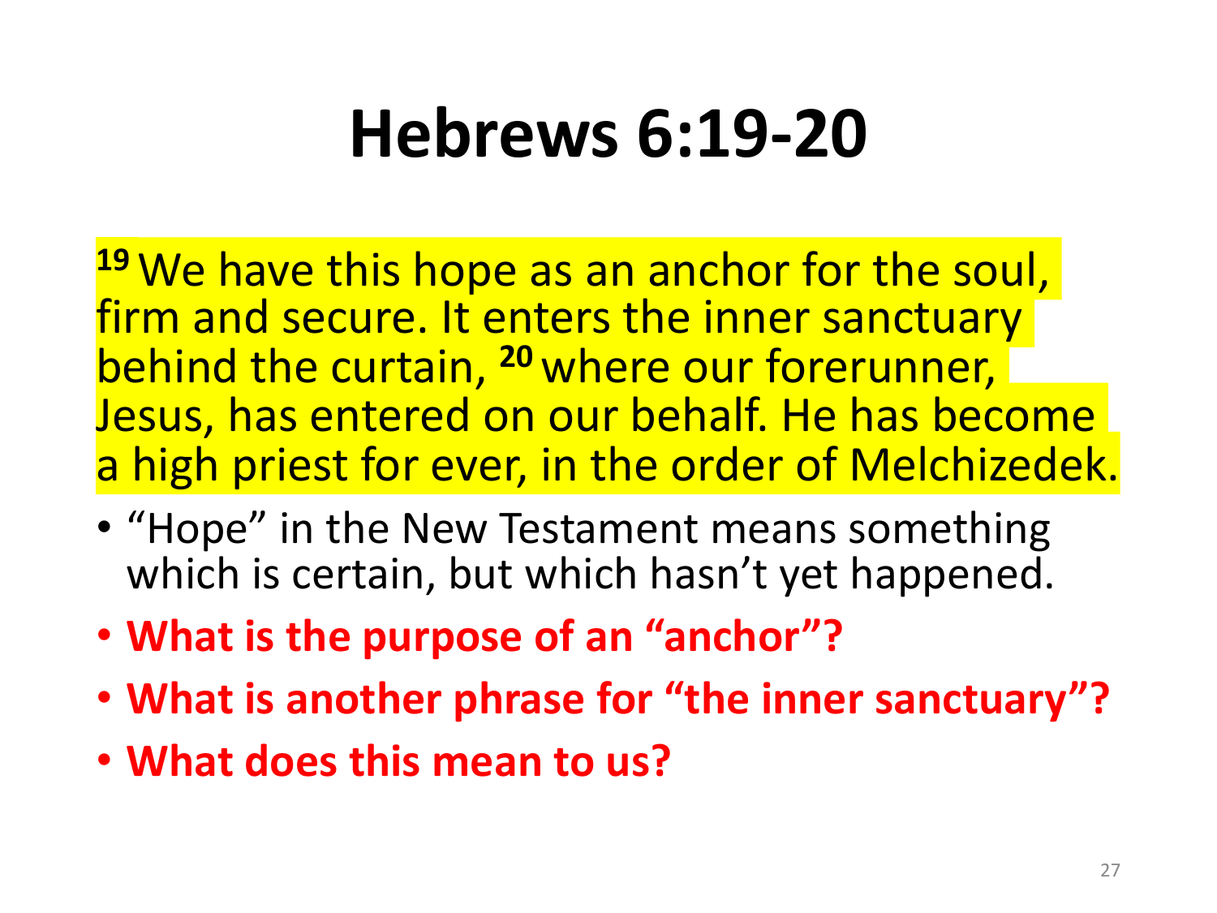# Hebrews 6:19-20

[19] We have this hope as an anchor for the soul, firm and secure. It enters the inner sanctuary behind the curtain, [20] where our forerunner, Jesus, has entered on our behalf. He has become a high priest for ever, in the order of Melchizedek.

- "Hope" in the New Testament means something which is certain, but which hasn't yet happened.
- **What is the purpose of an "anchor"?**
- **What is another phrase for "the inner sanctuary"?**
- **What does this mean to us?**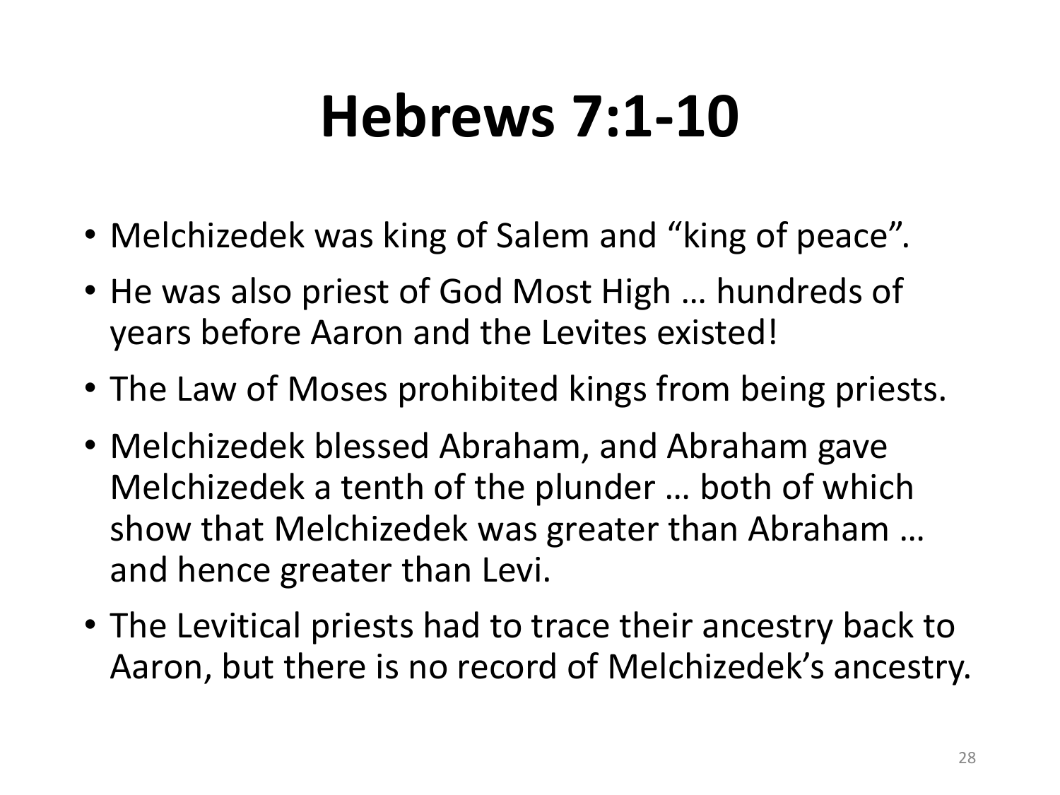# Hebrews 7:1-10

- Melchizedek was king of Salem and “king of peace”.
- He was also priest of God Most High … hundreds of years before Aaron and the Levites existed!
- The Law of Moses prohibited kings from being priests.
- Melchizedek blessed Abraham, and Abraham gave Melchizedek a tenth of the plunder … both of which show that Melchizedek was greater than Abraham … and hence greater than Levi.
- The Levitical priests had to trace their ancestry back to Aaron, but there is no record of Melchizedek’s ancestry.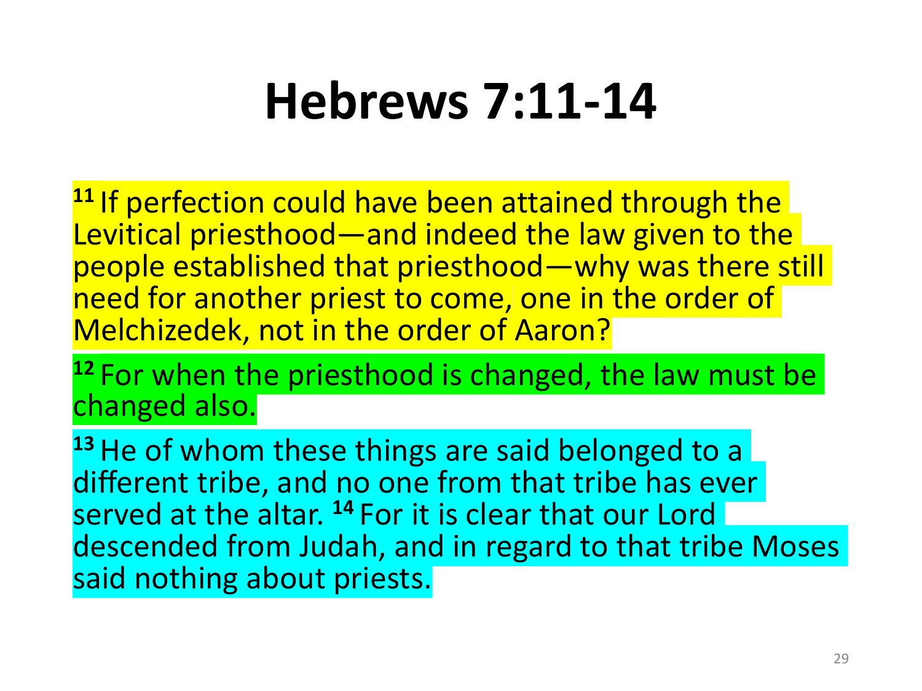# Hebrews 7:11-14

[11] If perfection could have been attained through the Levitical priesthood—and indeed the law given to the people established that priesthood—why was there still need for another priest to come, one in the order of Melchizedek, not in the order of Aaron?

[12] For when the priesthood is changed, the law must be changed also.

[13] He of whom these things are said belonged to a different tribe, and no one from that tribe has ever served at the altar. [14] For it is clear that our Lord descended from Judah, and in regard to that tribe Moses said nothing about priests.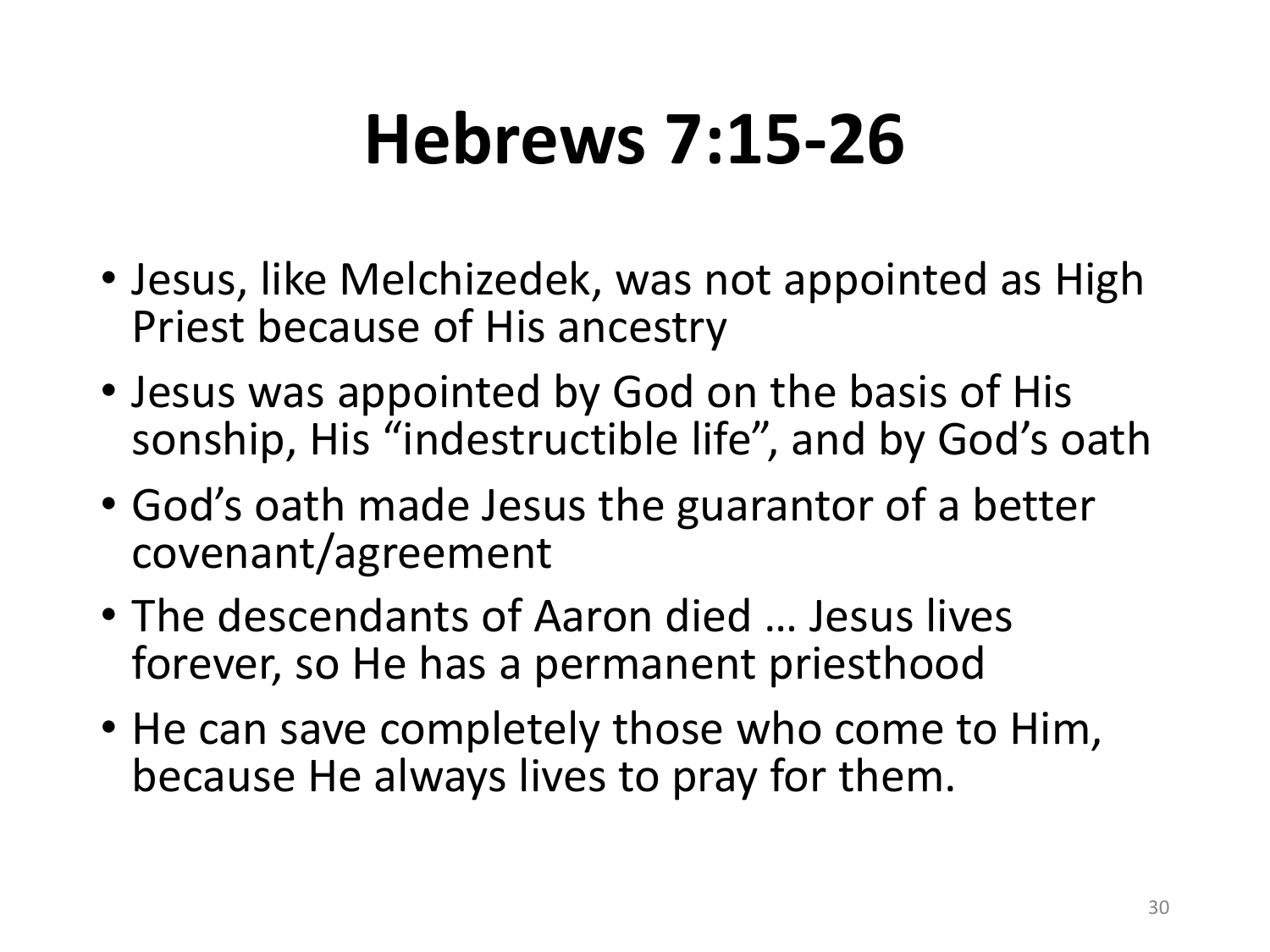# Hebrews 7:15-26

- Jesus, like Melchizedek, was not appointed as High Priest because of His ancestry
- Jesus was appointed by God on the basis of His sonship, His “indestructible life”, and by God’s oath
- God’s oath made Jesus the guarantor of a better covenant/agreement
- The descendants of Aaron died … Jesus lives forever, so He has a permanent priesthood
- He can save completely those who come to Him, because He always lives to pray for them.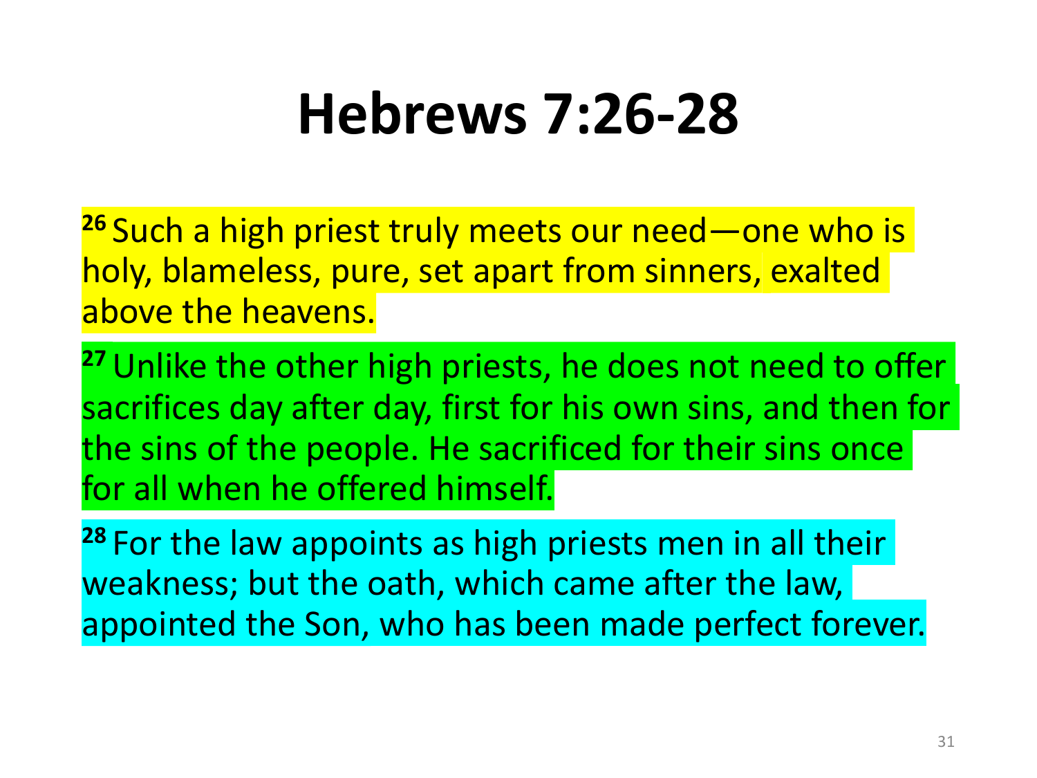# Hebrews 7:26-28

[26] Such a high priest truly meets our need—one who is holy, blameless, pure, set apart from sinners, exalted above the heavens.

[27] Unlike the other high priests, he does not need to offer sacrifices day after day, first for his own sins, and then for the sins of the people. He sacrificed for their sins once for all when he offered himself.

[28] For the law appoints as high priests men in all their weakness; but the oath, which came after the law, appointed the Son, who has been made perfect forever.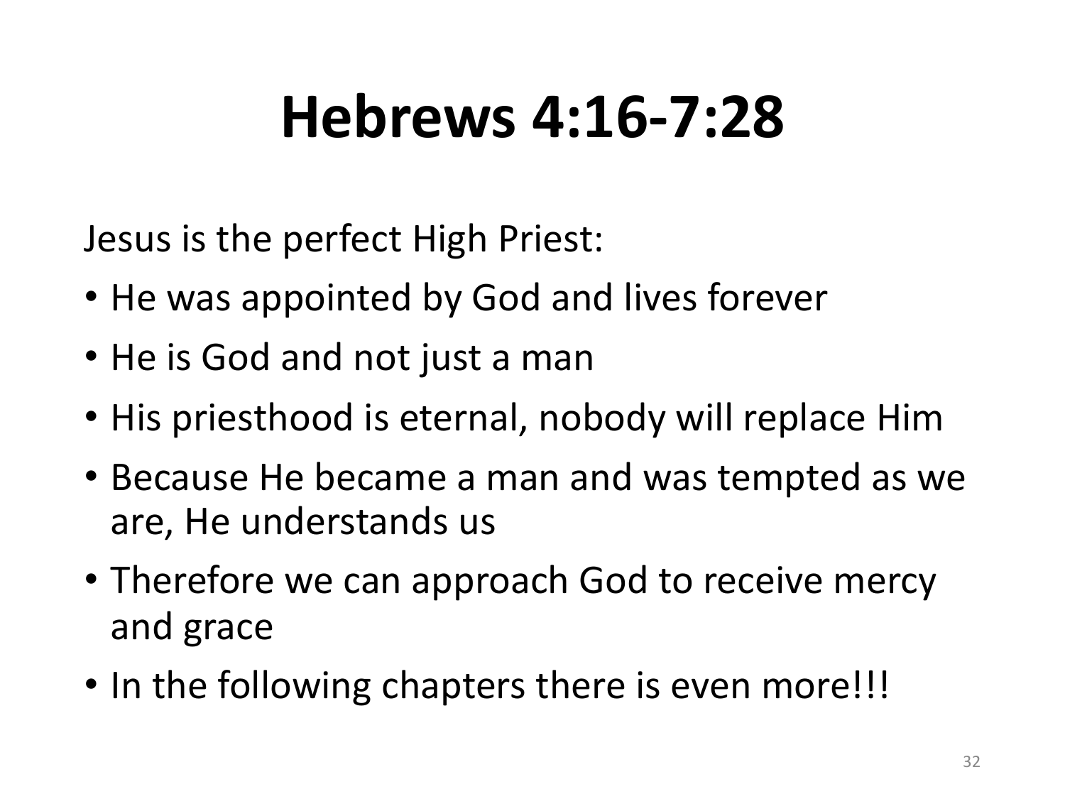# Hebrews 4:16-7:28

Jesus is the perfect High Priest:

- He was appointed by God and lives forever
- He is God and not just a man
- His priesthood is eternal, nobody will replace Him
- Because He became a man and was tempted as we are, He understands us
- Therefore we can approach God to receive mercy and grace
- In the following chapters there is even more!!!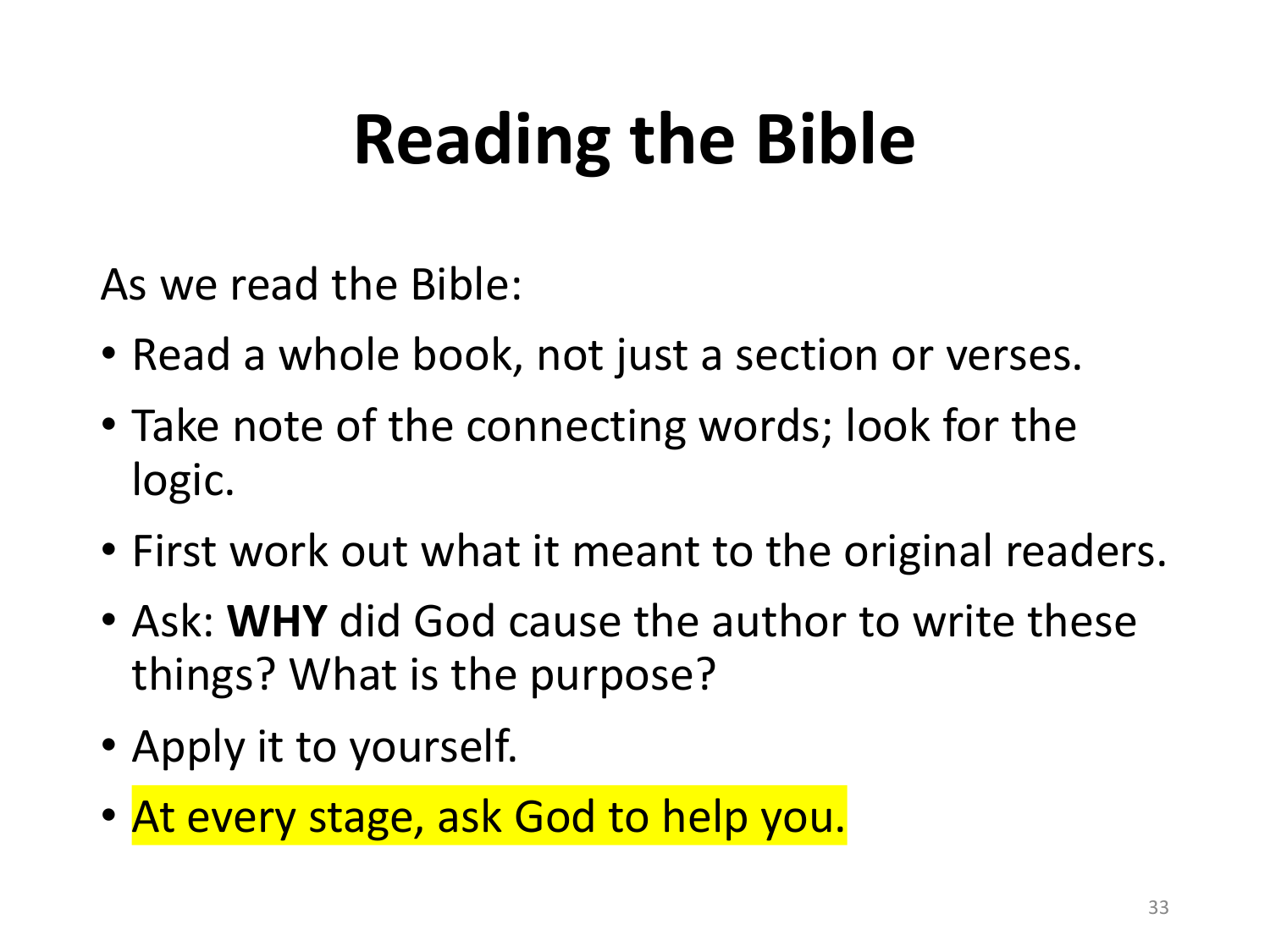# Reading the Bible

As we read the Bible:

- Read a whole book, not just a section or verses.
- Take note of the connecting words; look for the logic.
- First work out what it meant to the original readers.
- Ask: **WHY** did God cause the author to write these things? What is the purpose?
- Apply it to yourself.
- At every stage, ask God to help you.